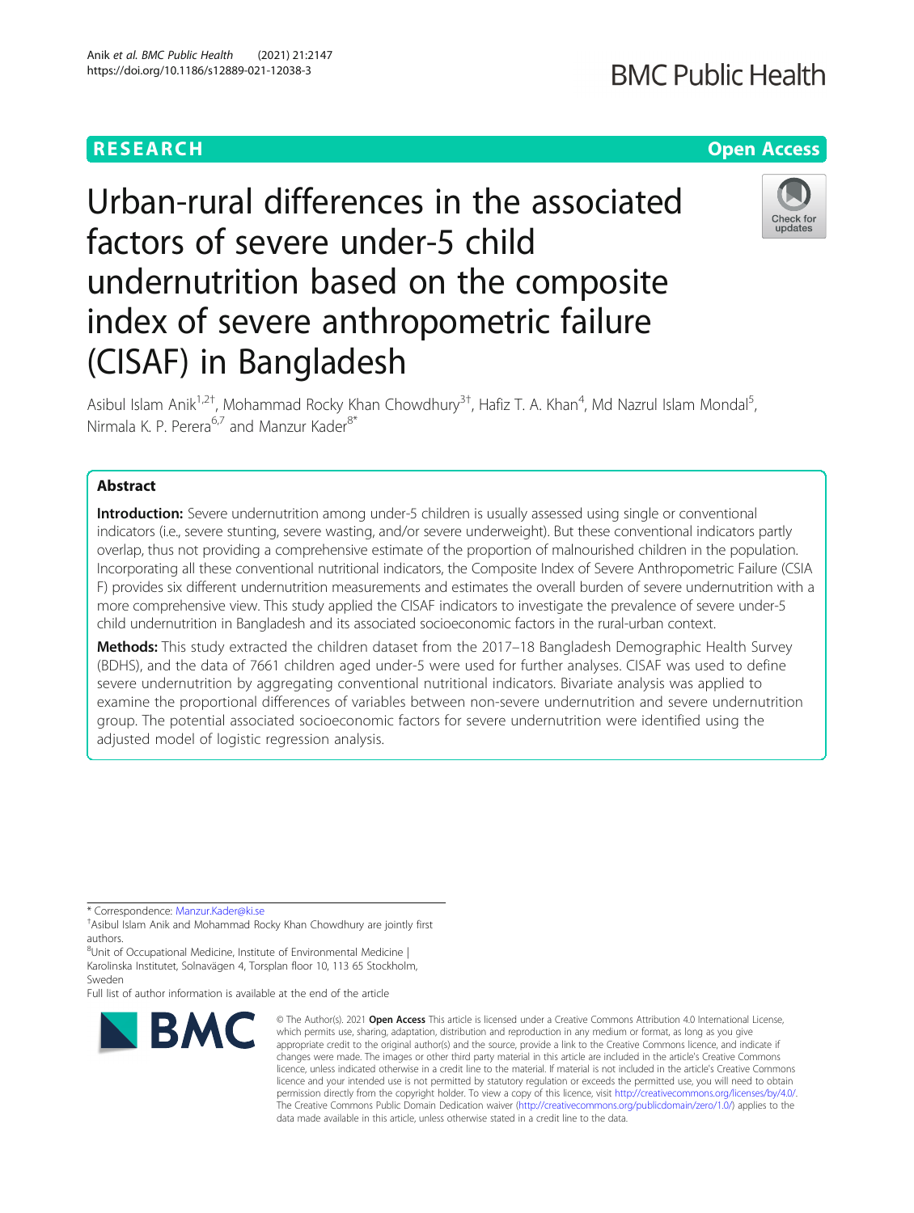RESEARCH | Open Access

# Urban-rural differences in the associated factors of severe under-5 child undernutrition based on the composite index of severe anthropometric failure (CISAF) in Bangladesh

Asibul Islam Anik[1,2†], Mohammad Rocky Khan Chowdhury[3†], Hafiz T. A. Khan[4], Md Nazrul Islam Mondal[5], Nirmala K. P. Perera[6,7] and Manzur Kader[8*]

## Abstract

**Introduction:** Severe undernutrition among under-5 children is usually assessed using single or conventional indicators (i.e., severe stunting, severe wasting, and/or severe underweight). But these conventional indicators partly overlap, thus not providing a comprehensive estimate of the proportion of malnourished children in the population. Incorporating all these conventional nutritional indicators, the Composite Index of Severe Anthropometric Failure (CISAF) provides six different undernutrition measurements and estimates the overall burden of severe undernutrition with a more comprehensive view. This study applied the CISAF indicators to investigate the prevalence of severe under-5 child undernutrition in Bangladesh and its associated socioeconomic factors in the rural-urban context.

**Methods:** This study extracted the children dataset from the 2017–18 Bangladesh Demographic Health Survey (BDHS), and the data of 7661 children aged under-5 were used for further analyses. CISAF was used to define severe undernutrition by aggregating conventional nutritional indicators. Bivariate analysis was applied to examine the proportional differences of variables between non-severe undernutrition and severe undernutrition group. The potential associated socioeconomic factors for severe undernutrition were identified using the adjusted model of logistic regression analysis.

\* Correspondence: Manzur.Kader@ki.se

†Asibul Islam Anik and Mohammad Rocky Khan Chowdhury are jointly first authors.

[8]Unit of Occupational Medicine, Institute of Environmental Medicine | Karolinska Institutet, Solnavägen 4, Torsplan floor 10, 113 65 Stockholm, Sweden

Full list of author information is available at the end of the article

© The Author(s). 2021 **Open Access** This article is licensed under a Creative Commons Attribution 4.0 International License, which permits use, sharing, adaptation, distribution and reproduction in any medium or format, as long as you give appropriate credit to the original author(s) and the source, provide a link to the Creative Commons licence, and indicate if changes were made. The images or other third party material in this article are included in the article's Creative Commons licence, unless indicated otherwise in a credit line to the material. If material is not included in the article's Creative Commons licence and your intended use is not permitted by statutory regulation or exceeds the permitted use, you will need to obtain permission directly from the copyright holder. To view a copy of this licence, visit http://creativecommons.org/licenses/by/4.0/. The Creative Commons Public Domain Dedication waiver (http://creativecommons.org/publicdomain/zero/1.0/) applies to the data made available in this article, unless otherwise stated in a credit line to the data.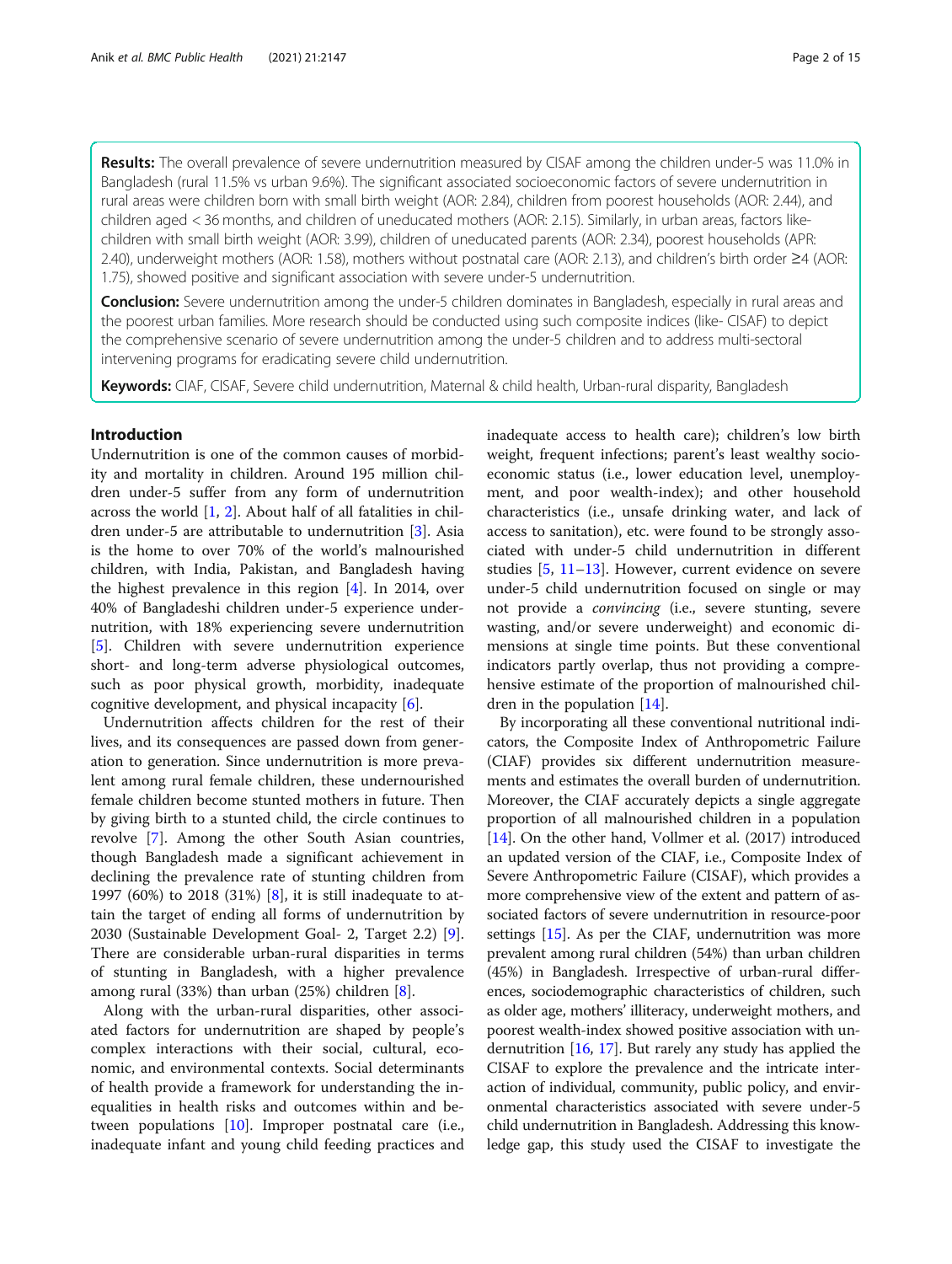**Results:** The overall prevalence of severe undernutrition measured by CISAF among the children under-5 was 11.0% in Bangladesh (rural 11.5% vs urban 9.6%). The significant associated socioeconomic factors of severe undernutrition in rural areas were children born with small birth weight (AOR: 2.84), children from poorest households (AOR: 2.44), and children aged < 36 months, and children of uneducated mothers (AOR: 2.15). Similarly, in urban areas, factors like- children with small birth weight (AOR: 3.99), children of uneducated parents (AOR: 2.34), poorest households (APR: 2.40), underweight mothers (AOR: 1.58), mothers without postnatal care (AOR: 2.13), and children's birth order ≥4 (AOR: 1.75), showed positive and significant association with severe under-5 undernutrition.

**Conclusion:** Severe undernutrition among the under-5 children dominates in Bangladesh, especially in rural areas and the poorest urban families. More research should be conducted using such composite indices (like- CISAF) to depict the comprehensive scenario of severe undernutrition among the under-5 children and to address multi-sectoral intervening programs for eradicating severe child undernutrition.

**Keywords:** CIAF, CISAF, Severe child undernutrition, Maternal & child health, Urban-rural disparity, Bangladesh

## Introduction

Undernutrition is one of the common causes of morbidity and mortality in children. Around 195 million children under-5 suffer from any form of undernutrition across the world [1, 2]. About half of all fatalities in children under-5 are attributable to undernutrition [3]. Asia is the home to over 70% of the world's malnourished children, with India, Pakistan, and Bangladesh having the highest prevalence in this region [4]. In 2014, over 40% of Bangladeshi children under-5 experience undernutrition, with 18% experiencing severe undernutrition [5]. Children with severe undernutrition experience short- and long-term adverse physiological outcomes, such as poor physical growth, morbidity, inadequate cognitive development, and physical incapacity [6].

Undernutrition affects children for the rest of their lives, and its consequences are passed down from generation to generation. Since undernutrition is more prevalent among rural female children, these undernourished female children become stunted mothers in future. Then by giving birth to a stunted child, the circle continues to revolve [7]. Among the other South Asian countries, though Bangladesh made a significant achievement in declining the prevalence rate of stunting children from 1997 (60%) to 2018 (31%) [8], it is still inadequate to attain the target of ending all forms of undernutrition by 2030 (Sustainable Development Goal- 2, Target 2.2) [9]. There are considerable urban-rural disparities in terms of stunting in Bangladesh, with a higher prevalence among rural (33%) than urban (25%) children [8].

Along with the urban-rural disparities, other associated factors for undernutrition are shaped by people's complex interactions with their social, cultural, economic, and environmental contexts. Social determinants of health provide a framework for understanding the inequalities in health risks and outcomes within and between populations [10]. Improper postnatal care (i.e., inadequate infant and young child feeding practices and inadequate access to health care); children's low birth weight, frequent infections; parent's least wealthy socioeconomic status (i.e., lower education level, unemployment, and poor wealth-index); and other household characteristics (i.e., unsafe drinking water, and lack of access to sanitation), etc. were found to be strongly associated with under-5 child undernutrition in different studies [5, 11–13]. However, current evidence on severe under-5 child undernutrition focused on single or may not provide a *convincing* (i.e., severe stunting, severe wasting, and/or severe underweight) and economic dimensions at single time points. But these conventional indicators partly overlap, thus not providing a comprehensive estimate of the proportion of malnourished children in the population [14].

By incorporating all these conventional nutritional indicators, the Composite Index of Anthropometric Failure (CIAF) provides six different undernutrition measurements and estimates the overall burden of undernutrition. Moreover, the CIAF accurately depicts a single aggregate proportion of all malnourished children in a population [14]. On the other hand, Vollmer et al. (2017) introduced an updated version of the CIAF, i.e., Composite Index of Severe Anthropometric Failure (CISAF), which provides a more comprehensive view of the extent and pattern of associated factors of severe undernutrition in resource-poor settings [15]. As per the CIAF, undernutrition was more prevalent among rural children (54%) than urban children (45%) in Bangladesh. Irrespective of urban-rural differences, sociodemographic characteristics of children, such as older age, mothers' illiteracy, underweight mothers, and poorest wealth-index showed positive association with undernutrition [16, 17]. But rarely any study has applied the CISAF to explore the prevalence and the intricate interaction of individual, community, public policy, and environmental characteristics associated with severe under-5 child undernutrition in Bangladesh. Addressing this knowledge gap, this study used the CISAF to investigate the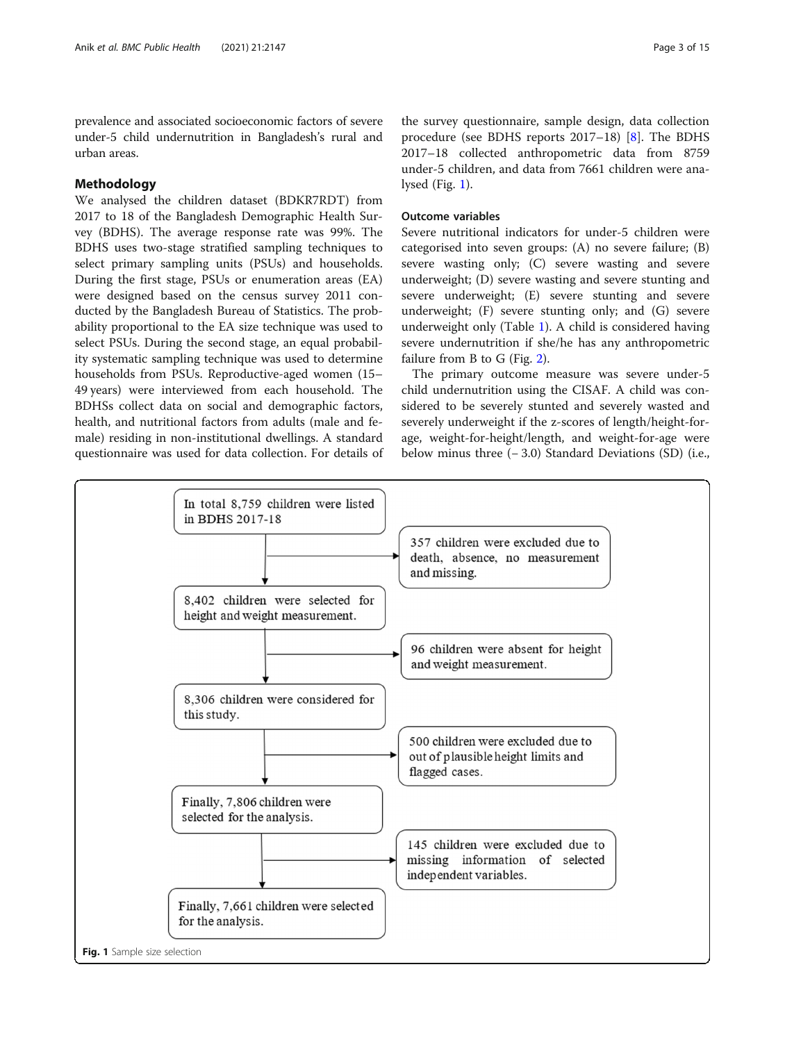prevalence and associated socioeconomic factors of severe under-5 child undernutrition in Bangladesh's rural and urban areas.

## Methodology

We analysed the children dataset (BDKR7RDT) from 2017 to 18 of the Bangladesh Demographic Health Survey (BDHS). The average response rate was 99%. The BDHS uses two-stage stratified sampling techniques to select primary sampling units (PSUs) and households. During the first stage, PSUs or enumeration areas (EA) were designed based on the census survey 2011 conducted by the Bangladesh Bureau of Statistics. The probability proportional to the EA size technique was used to select PSUs. During the second stage, an equal probability systematic sampling technique was used to determine households from PSUs. Reproductive-aged women (15–49 years) were interviewed from each household. The BDHSs collect data on social and demographic factors, health, and nutritional factors from adults (male and female) residing in non-institutional dwellings. A standard questionnaire was used for data collection. For details of the survey questionnaire, sample design, data collection procedure (see BDHS reports 2017–18) [8]. The BDHS 2017–18 collected anthropometric data from 8759 under-5 children, and data from 7661 children were analysed (Fig. 1).

### Outcome variables

Severe nutritional indicators for under-5 children were categorised into seven groups: (A) no severe failure; (B) severe wasting only; (C) severe wasting and severe underweight; (D) severe wasting and severe stunting and severe underweight; (E) severe stunting and severe underweight; (F) severe stunting only; and (G) severe underweight only (Table 1). A child is considered having severe undernutrition if she/he has any anthropometric failure from B to G (Fig. 2).

The primary outcome measure was severe under-5 child undernutrition using the CISAF. A child was considered to be severely stunted and severely wasted and severely underweight if the z-scores of length/height-for-age, weight-for-height/length, and weight-for-age were below minus three (− 3.0) Standard Deviations (SD) (i.e.,

In total 8,759 children were listed in BDHS 2017-18

357 children were excluded due to death, absence, no measurement and missing.

8,402 children were selected for height and weight measurement.

96 children were absent for height and weight measurement.

8,306 children were considered for this study.

500 children were excluded due to out of plausible height limits and flagged cases.

Finally, 7,806 children were selected for the analysis.

145 children were excluded due to missing information of selected independent variables.

Finally, 7,661 children were selected for the analysis.

**Fig. 1** Sample size selection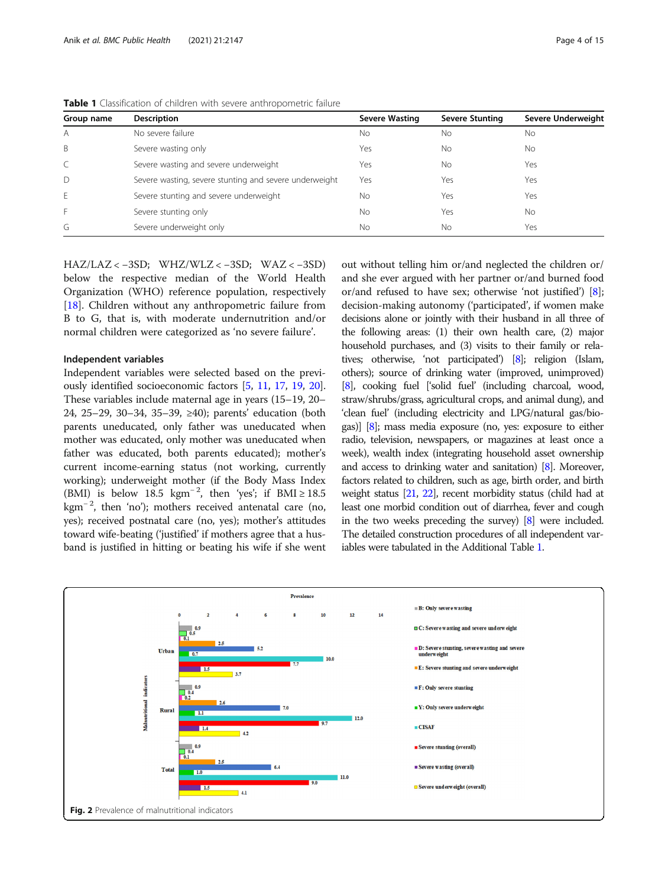**Table 1** Classification of children with severe anthropometric failure

| Group name | Description | Severe Wasting | Severe Stunting | Severe Underweight |
|---|---|---|---|---|
| A | No severe failure | No | No | No |
| B | Severe wasting only | Yes | No | No |
| C | Severe wasting and severe underweight | Yes | No | Yes |
| D | Severe wasting, severe stunting and severe underweight | Yes | Yes | Yes |
| E | Severe stunting and severe underweight | No | Yes | Yes |
| F | Severe stunting only | No | Yes | No |
| G | Severe underweight only | No | No | Yes |

HAZ/LAZ < −3SD; WHZ/WLZ < −3SD; WAZ < −3SD) below the respective median of the World Health Organization (WHO) reference population, respectively [18]. Children without any anthropometric failure from B to G, that is, with moderate undernutrition and/or normal children were categorized as 'no severe failure'.

### Independent variables

Independent variables were selected based on the previously identified socioeconomic factors [5, 11, 17, 19, 20]. These variables include maternal age in years (15–19, 20–24, 25–29, 30–34, 35–39, ≥40); parents' education (both parents uneducated, only father was uneducated when mother was educated, only mother was uneducated when father was educated, both parents educated); mother's current income-earning status (not working, currently working); underweight mother (if the Body Mass Index (BMI) is below 18.5 $kgm^{-2}$, then 'yes'; if BMI ≥ 18.5 $kgm^{-2}$, then 'no'); mothers received antenatal care (no, yes); received postnatal care (no, yes); mother's attitudes toward wife-beating ('justified' if mothers agree that a husband is justified in hitting or beating his wife if she went out without telling him or/and neglected the children or/and she ever argued with her partner or/and burned food or/and refused to have sex; otherwise 'not justified') [8]; decision-making autonomy ('participated', if women make decisions alone or jointly with their husband in all three of the following areas: (1) their own health care, (2) major household purchases, and (3) visits to their family or relatives; otherwise, 'not participated') [8]; religion (Islam, others); source of drinking water (improved, unimproved) [8], cooking fuel ['solid fuel' (including charcoal, wood, straw/shrubs/grass, agricultural crops, and animal dung), and 'clean fuel' (including electricity and LPG/natural gas/biogas)] [8]; mass media exposure (no, yes: exposure to either radio, television, newspapers, or magazines at least once a week), wealth index (integrating household asset ownership and access to drinking water and sanitation) [8]. Moreover, factors related to children, such as age, birth order, and birth weight status [21, 22], recent morbidity status (child had at least one morbid condition out of diarrhea, fever and cough in the two weeks preceding the survey) [8] were included. The detailed construction procedures of all independent variables were tabulated in the Additional Table 1.

**Fig. 2** Prevalence of malnutritional indicators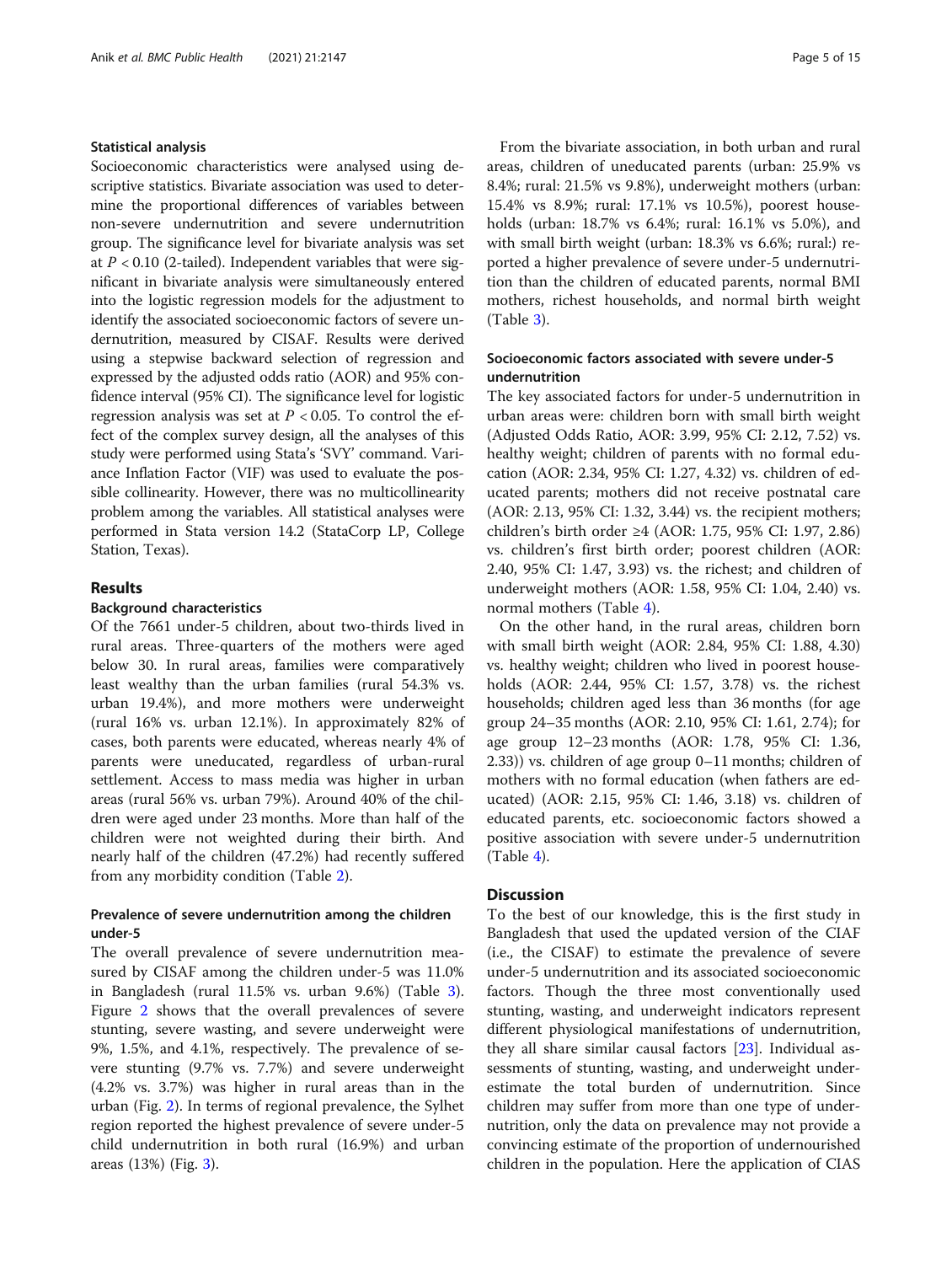### Statistical analysis

Socioeconomic characteristics were analysed using descriptive statistics. Bivariate association was used to determine the proportional differences of variables between non-severe undernutrition and severe undernutrition group. The significance level for bivariate analysis was set at $P < 0.10$ (2-tailed). Independent variables that were significant in bivariate analysis were simultaneously entered into the logistic regression models for the adjustment to identify the associated socioeconomic factors of severe undernutrition, measured by CISAF. Results were derived using a stepwise backward selection of regression and expressed by the adjusted odds ratio (AOR) and 95% confidence interval (95% CI). The significance level for logistic regression analysis was set at $P < 0.05$. To control the effect of the complex survey design, all the analyses of this study were performed using Stata's 'SVY' command. Variance Inflation Factor (VIF) was used to evaluate the possible collinearity. However, there was no multicollinearity problem among the variables. All statistical analyses were performed in Stata version 14.2 (StataCorp LP, College Station, Texas).

## Results

### Background characteristics

Of the 7661 under-5 children, about two-thirds lived in rural areas. Three-quarters of the mothers were aged below 30. In rural areas, families were comparatively least wealthy than the urban families (rural 54.3% vs. urban 19.4%), and more mothers were underweight (rural 16% vs. urban 12.1%). In approximately 82% of cases, both parents were educated, whereas nearly 4% of parents were uneducated, regardless of urban-rural settlement. Access to mass media was higher in urban areas (rural 56% vs. urban 79%). Around 40% of the children were aged under 23 months. More than half of the children were not weighted during their birth. And nearly half of the children (47.2%) had recently suffered from any morbidity condition (Table 2).

### Prevalence of severe undernutrition among the children under-5

The overall prevalence of severe undernutrition measured by CISAF among the children under-5 was 11.0% in Bangladesh (rural 11.5% vs. urban 9.6%) (Table 3). Figure 2 shows that the overall prevalences of severe stunting, severe wasting, and severe underweight were 9%, 1.5%, and 4.1%, respectively. The prevalence of severe stunting (9.7% vs. 7.7%) and severe underweight (4.2% vs. 3.7%) was higher in rural areas than in the urban (Fig. 2). In terms of regional prevalence, the Sylhet region reported the highest prevalence of severe under-5 child undernutrition in both rural (16.9%) and urban areas (13%) (Fig. 3).

From the bivariate association, in both urban and rural areas, children of uneducated parents (urban: 25.9% vs 8.4%; rural: 21.5% vs 9.8%), underweight mothers (urban: 15.4% vs 8.9%; rural: 17.1% vs 10.5%), poorest households (urban: 18.7% vs 6.4%; rural: 16.1% vs 5.0%), and with small birth weight (urban: 18.3% vs 6.6%; rural:) reported a higher prevalence of severe under-5 undernutrition than the children of educated parents, normal BMI mothers, richest households, and normal birth weight (Table 3).

### Socioeconomic factors associated with severe under-5 undernutrition

The key associated factors for under-5 undernutrition in urban areas were: children born with small birth weight (Adjusted Odds Ratio, AOR: 3.99, 95% CI: 2.12, 7.52) vs. healthy weight; children of parents with no formal education (AOR: 2.34, 95% CI: 1.27, 4.32) vs. children of educated parents; mothers did not receive postnatal care (AOR: 2.13, 95% CI: 1.32, 3.44) vs. the recipient mothers; children's birth order ≥4 (AOR: 1.75, 95% CI: 1.97, 2.86) vs. children's first birth order; poorest children (AOR: 2.40, 95% CI: 1.47, 3.93) vs. the richest; and children of underweight mothers (AOR: 1.58, 95% CI: 1.04, 2.40) vs. normal mothers (Table 4).

On the other hand, in the rural areas, children born with small birth weight (AOR: 2.84, 95% CI: 1.88, 4.30) vs. healthy weight; children who lived in poorest households (AOR: 2.44, 95% CI: 1.57, 3.78) vs. the richest households; children aged less than 36 months (for age group 24–35 months (AOR: 2.10, 95% CI: 1.61, 2.74); for age group 12–23 months (AOR: 1.78, 95% CI: 1.36, 2.33)) vs. children of age group 0–11 months; children of mothers with no formal education (when fathers are educated) (AOR: 2.15, 95% CI: 1.46, 3.18) vs. children of educated parents, etc. socioeconomic factors showed a positive association with severe under-5 undernutrition (Table 4).

## Discussion

To the best of our knowledge, this is the first study in Bangladesh that used the updated version of the CIAF (i.e., the CISAF) to estimate the prevalence of severe under-5 undernutrition and its associated socioeconomic factors. Though the three most conventionally used stunting, wasting, and underweight indicators represent different physiological manifestations of undernutrition, they all share similar causal factors [23]. Individual assessments of stunting, wasting, and underweight underestimate the total burden of undernutrition. Since children may suffer from more than one type of undernutrition, only the data on prevalence may not provide a convincing estimate of the proportion of undernourished children in the population. Here the application of CIAS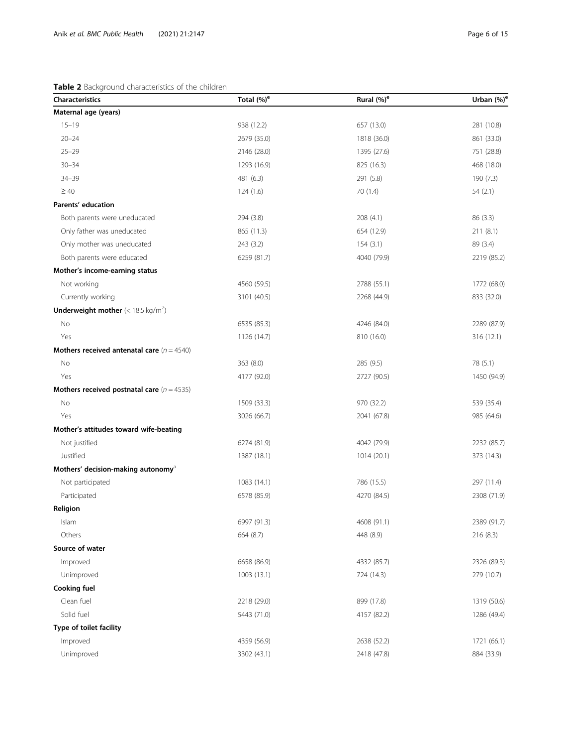**Table 2** Background characteristics of the children

| Characteristics | Total (%)[e] | Rural (%)[e] | Urban (%)[e] |
|---|---|---|---|
| **Maternal age (years)** | | | |
| 15–19 | 938 (12.2) | 657 (13.0) | 281 (10.8) |
| 20–24 | 2679 (35.0) | 1818 (36.0) | 861 (33.0) |
| 25–29 | 2146 (28.0) | 1395 (27.6) | 751 (28.8) |
| 30–34 | 1293 (16.9) | 825 (16.3) | 468 (18.0) |
| 34–39 | 481 (6.3) | 291 (5.8) | 190 (7.3) |
| ≥ 40 | 124 (1.6) | 70 (1.4) | 54 (2.1) |
| **Parents' education** | | | |
| Both parents were uneducated | 294 (3.8) | 208 (4.1) | 86 (3.3) |
| Only father was uneducated | 865 (11.3) | 654 (12.9) | 211 (8.1) |
| Only mother was uneducated | 243 (3.2) | 154 (3.1) | 89 (3.4) |
| Both parents were educated | 6259 (81.7) | 4040 (79.9) | 2219 (85.2) |
| **Mother's income-earning status** | | | |
| Not working | 4560 (59.5) | 2788 (55.1) | 1772 (68.0) |
| Currently working | 3101 (40.5) | 2268 (44.9) | 833 (32.0) |
| **Underweight mother** ($< 18.5$ kg/m$^2$) | | | |
| No | 6535 (85.3) | 4246 (84.0) | 2289 (87.9) |
| Yes | 1126 (14.7) | 810 (16.0) | 316 (12.1) |
| **Mothers received antenatal care** ($n = 4540$) | | | |
| No | 363 (8.0) | 285 (9.5) | 78 (5.1) |
| Yes | 4177 (92.0) | 2727 (90.5) | 1450 (94.9) |
| **Mothers received postnatal care** ($n = 4535$) | | | |
| No | 1509 (33.3) | 970 (32.2) | 539 (35.4) |
| Yes | 3026 (66.7) | 2041 (67.8) | 985 (64.6) |
| **Mother's attitudes toward wife-beating** | | | |
| Not justified | 6274 (81.9) | 4042 (79.9) | 2232 (85.7) |
| Justified | 1387 (18.1) | 1014 (20.1) | 373 (14.3) |
| **Mothers' decision-making autonomy**[a] | | | |
| Not participated | 1083 (14.1) | 786 (15.5) | 297 (11.4) |
| Participated | 6578 (85.9) | 4270 (84.5) | 2308 (71.9) |
| **Religion** | | | |
| Islam | 6997 (91.3) | 4608 (91.1) | 2389 (91.7) |
| Others | 664 (8.7) | 448 (8.9) | 216 (8.3) |
| **Source of water** | | | |
| Improved | 6658 (86.9) | 4332 (85.7) | 2326 (89.3) |
| Unimproved | 1003 (13.1) | 724 (14.3) | 279 (10.7) |
| **Cooking fuel** | | | |
| Clean fuel | 2218 (29.0) | 899 (17.8) | 1319 (50.6) |
| Solid fuel | 5443 (71.0) | 4157 (82.2) | 1286 (49.4) |
| **Type of toilet facility** | | | |
| Improved | 4359 (56.9) | 2638 (52.2) | 1721 (66.1) |
| Unimproved | 3302 (43.1) | 2418 (47.8) | 884 (33.9) |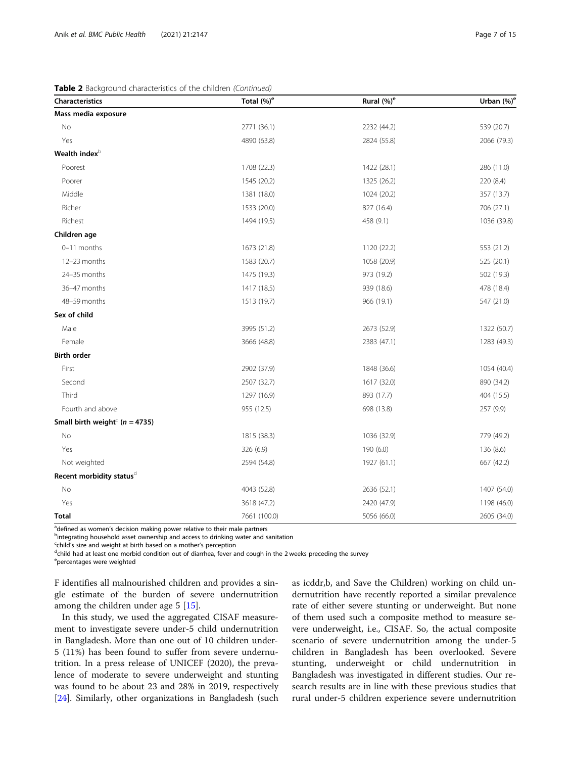**Table 2** Background characteristics of the children *(Continued)*

| Characteristics | Total (%)[e] | Rural (%)[e] | Urban (%)[e] |
|---|---|---|---|
| **Mass media exposure** | | | |
| No | 2771 (36.1) | 2232 (44.2) | 539 (20.7) |
| Yes | 4890 (63.8) | 2824 (55.8) | 2066 (79.3) |
| **Wealth index**[b] | | | |
| Poorest | 1708 (22.3) | 1422 (28.1) | 286 (11.0) |
| Poorer | 1545 (20.2) | 1325 (26.2) | 220 (8.4) |
| Middle | 1381 (18.0) | 1024 (20.2) | 357 (13.7) |
| Richer | 1533 (20.0) | 827 (16.4) | 706 (27.1) |
| Richest | 1494 (19.5) | 458 (9.1) | 1036 (39.8) |
| **Children age** | | | |
| 0–11 months | 1673 (21.8) | 1120 (22.2) | 553 (21.2) |
| 12–23 months | 1583 (20.7) | 1058 (20.9) | 525 (20.1) |
| 24–35 months | 1475 (19.3) | 973 (19.2) | 502 (19.3) |
| 36–47 months | 1417 (18.5) | 939 (18.6) | 478 (18.4) |
| 48–59 months | 1513 (19.7) | 966 (19.1) | 547 (21.0) |
| **Sex of child** | | | |
| Male | 3995 (51.2) | 2673 (52.9) | 1322 (50.7) |
| Female | 3666 (48.8) | 2383 (47.1) | 1283 (49.3) |
| **Birth order** | | | |
| First | 2902 (37.9) | 1848 (36.6) | 1054 (40.4) |
| Second | 2507 (32.7) | 1617 (32.0) | 890 (34.2) |
| Third | 1297 (16.9) | 893 (17.7) | 404 (15.5) |
| Fourth and above | 955 (12.5) | 698 (13.8) | 257 (9.9) |
| **Small birth weight**[c] **(*n* = 4735)** | | | |
| No | 1815 (38.3) | 1036 (32.9) | 779 (49.2) |
| Yes | 326 (6.9) | 190 (6.0) | 136 (8.6) |
| Not weighted | 2594 (54.8) | 1927 (61.1) | 667 (42.2) |
| **Recent morbidity status**[d] | | | |
| No | 4043 (52.8) | 2636 (52.1) | 1407 (54.0) |
| Yes | 3618 (47.2) | 2420 (47.9) | 1198 (46.0) |
| **Total** | 7661 (100.0) | 5056 (66.0) | 2605 (34.0) |

[a]defined as women's decision making power relative to their male partners
[b]integrating household asset ownership and access to drinking water and sanitation
[c]child's size and weight at birth based on a mother's perception
[d]child had at least one morbid condition out of diarrhea, fever and cough in the 2 weeks preceding the survey
[e]percentages were weighted

F identifies all malnourished children and provides a single estimate of the burden of severe undernutrition among the children under age 5 [15].

In this study, we used the aggregated CISAF measurement to investigate severe under-5 child undernutrition in Bangladesh. More than one out of 10 children under-5 (11%) has been found to suffer from severe undernutrition. In a press release of UNICEF (2020), the prevalence of moderate to severe underweight and stunting was found to be about 23 and 28% in 2019, respectively [24]. Similarly, other organizations in Bangladesh (such as icddr,b, and Save the Children) working on child undernutrition have recently reported a similar prevalence rate of either severe stunting or underweight. But none of them used such a composite method to measure severe underweight, i.e., CISAF. So, the actual composite scenario of severe undernutrition among the under-5 children in Bangladesh has been overlooked. Severe stunting, underweight or child undernutrition in Bangladesh was investigated in different studies. Our research results are in line with these previous studies that rural under-5 children experience severe undernutrition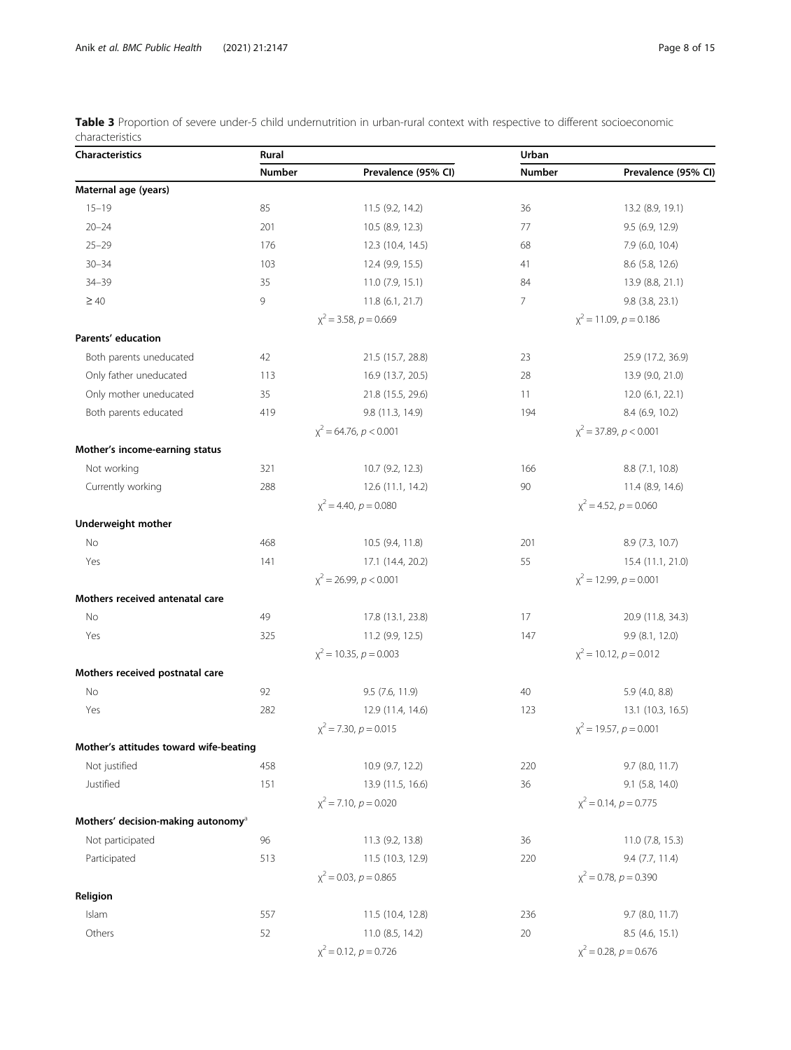**Table 3** Proportion of severe under-5 child undernutrition in urban-rural context with respective to different socioeconomic characteristics

| Characteristics | Rural | | Urban | |
|---|---|---|---|---|
| | Number | Prevalence (95% CI) | Number | Prevalence (95% CI) |
| **Maternal age (years)** | | | | |
| 15–19 | 85 | 11.5 (9.2, 14.2) | 36 | 13.2 (8.9, 19.1) |
| 20–24 | 201 | 10.5 (8.9, 12.3) | 77 | 9.5 (6.9, 12.9) |
| 25–29 | 176 | 12.3 (10.4, 14.5) | 68 | 7.9 (6.0, 10.4) |
| 30–34 | 103 | 12.4 (9.9, 15.5) | 41 | 8.6 (5.8, 12.6) |
| 34–39 | 35 | 11.0 (7.9, 15.1) | 84 | 13.9 (8.8, 21.1) |
| ≥ 40 | 9 | 11.8 (6.1, 21.7) | 7 | 9.8 (3.8, 23.1) |
| | | $\chi^2 = 3.58$, $p = 0.669$ | | $\chi^2 = 11.09$, $p = 0.186$ |
| **Parents' education** | | | | |
| Both parents uneducated | 42 | 21.5 (15.7, 28.8) | 23 | 25.9 (17.2, 36.9) |
| Only father uneducated | 113 | 16.9 (13.7, 20.5) | 28 | 13.9 (9.0, 21.0) |
| Only mother uneducated | 35 | 21.8 (15.5, 29.6) | 11 | 12.0 (6.1, 22.1) |
| Both parents educated | 419 | 9.8 (11.3, 14.9) | 194 | 8.4 (6.9, 10.2) |
| | | $\chi^2 = 64.76$, $p < 0.001$ | | $\chi^2 = 37.89$, $p < 0.001$ |
| **Mother's income-earning status** | | | | |
| Not working | 321 | 10.7 (9.2, 12.3) | 166 | 8.8 (7.1, 10.8) |
| Currently working | 288 | 12.6 (11.1, 14.2) | 90 | 11.4 (8.9, 14.6) |
| | | $\chi^2 = 4.40$, $p = 0.080$ | | $\chi^2 = 4.52$, $p = 0.060$ |
| **Underweight mother** | | | | |
| No | 468 | 10.5 (9.4, 11.8) | 201 | 8.9 (7.3, 10.7) |
| Yes | 141 | 17.1 (14.4, 20.2) | 55 | 15.4 (11.1, 21.0) |
| | | $\chi^2 = 26.99$, $p < 0.001$ | | $\chi^2 = 12.99$, $p = 0.001$ |
| **Mothers received antenatal care** | | | | |
| No | 49 | 17.8 (13.1, 23.8) | 17 | 20.9 (11.8, 34.3) |
| Yes | 325 | 11.2 (9.9, 12.5) | 147 | 9.9 (8.1, 12.0) |
| | | $\chi^2 = 10.35$, $p = 0.003$ | | $\chi^2 = 10.12$, $p = 0.012$ |
| **Mothers received postnatal care** | | | | |
| No | 92 | 9.5 (7.6, 11.9) | 40 | 5.9 (4.0, 8.8) |
| Yes | 282 | 12.9 (11.4, 14.6) | 123 | 13.1 (10.3, 16.5) |
| | | $\chi^2 = 7.30$, $p = 0.015$ | | $\chi^2 = 19.57$, $p = 0.001$ |
| **Mother's attitudes toward wife-beating** | | | | |
| Not justified | 458 | 10.9 (9.7, 12.2) | 220 | 9.7 (8.0, 11.7) |
| Justified | 151 | 13.9 (11.5, 16.6) | 36 | 9.1 (5.8, 14.0) |
| | | $\chi^2 = 7.10$, $p = 0.020$ | | $\chi^2 = 0.14$, $p = 0.775$ |
| **Mothers' decision-making autonomy**[a] | | | | |
| Not participated | 96 | 11.3 (9.2, 13.8) | 36 | 11.0 (7.8, 15.3) |
| Participated | 513 | 11.5 (10.3, 12.9) | 220 | 9.4 (7.7, 11.4) |
| | | $\chi^2 = 0.03$, $p = 0.865$ | | $\chi^2 = 0.78$, $p = 0.390$ |
| **Religion** | | | | |
| Islam | 557 | 11.5 (10.4, 12.8) | 236 | 9.7 (8.0, 11.7) |
| Others | 52 | 11.0 (8.5, 14.2) | 20 | 8.5 (4.6, 15.1) |
| | | $\chi^2 = 0.12$, $p = 0.726$ | | $\chi^2 = 0.28$, $p = 0.676$ |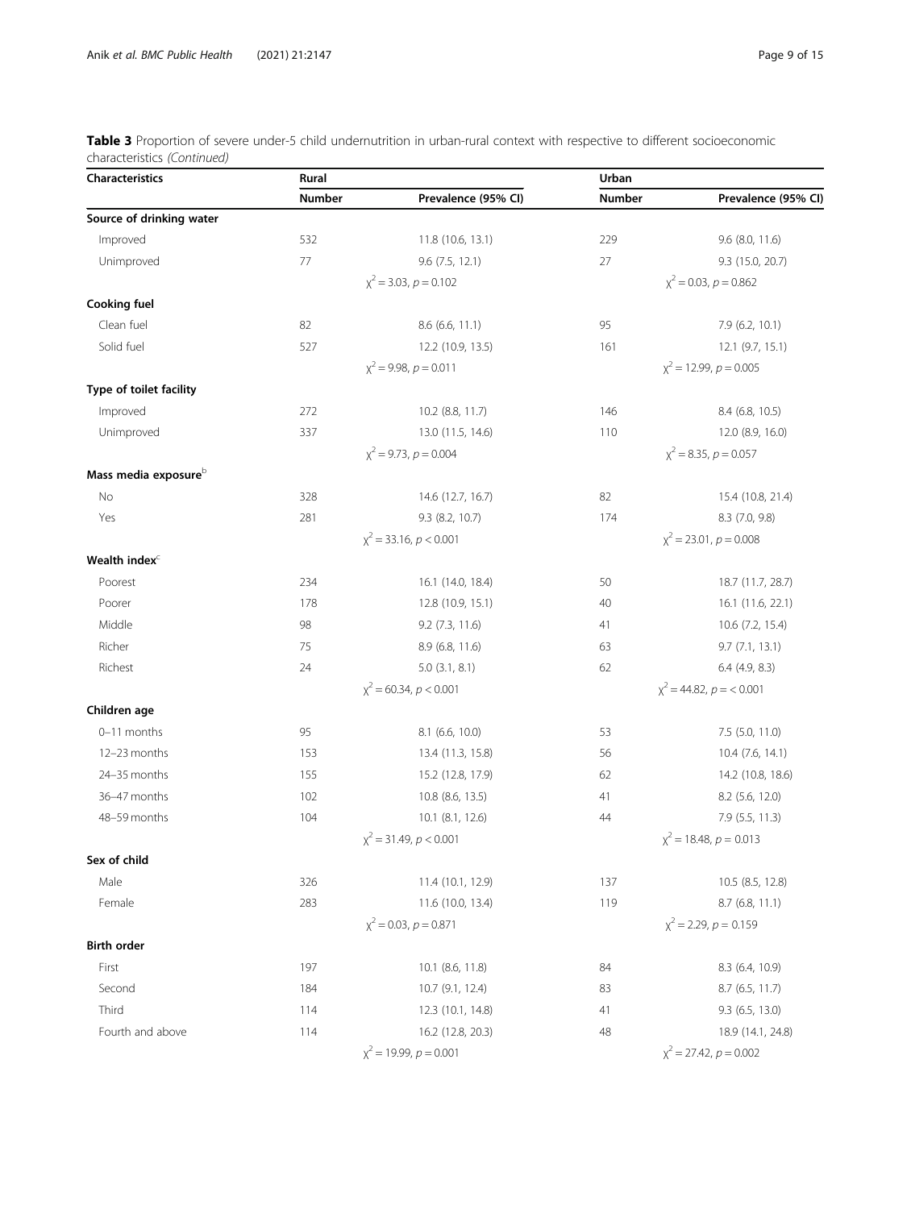**Table 3** Proportion of severe under-5 child undernutrition in urban-rural context with respective to different socioeconomic characteristics *(Continued)*

| Characteristics | Rural | | Urban | |
|---|---|---|---|---|
| | Number | Prevalence (95% CI) | Number | Prevalence (95% CI) |
| **Source of drinking water** | | | | |
| Improved | 532 | 11.8 (10.6, 13.1) | 229 | 9.6 (8.0, 11.6) |
| Unimproved | 77 | 9.6 (7.5, 12.1) | 27 | 9.3 (15.0, 20.7) |
| | | $\chi^2 = 3.03$, $p = 0.102$ | | $\chi^2 = 0.03$, $p = 0.862$ |
| **Cooking fuel** | | | | |
| Clean fuel | 82 | 8.6 (6.6, 11.1) | 95 | 7.9 (6.2, 10.1) |
| Solid fuel | 527 | 12.2 (10.9, 13.5) | 161 | 12.1 (9.7, 15.1) |
| | | $\chi^2 = 9.98$, $p = 0.011$ | | $\chi^2 = 12.99$, $p = 0.005$ |
| **Type of toilet facility** | | | | |
| Improved | 272 | 10.2 (8.8, 11.7) | 146 | 8.4 (6.8, 10.5) |
| Unimproved | 337 | 13.0 (11.5, 14.6) | 110 | 12.0 (8.9, 16.0) |
| | | $\chi^2 = 9.73$, $p = 0.004$ | | $\chi^2 = 8.35$, $p = 0.057$ |
| **Mass media exposure**[b] | | | | |
| No | 328 | 14.6 (12.7, 16.7) | 82 | 15.4 (10.8, 21.4) |
| Yes | 281 | 9.3 (8.2, 10.7) | 174 | 8.3 (7.0, 9.8) |
| | | $\chi^2 = 33.16$, $p < 0.001$ | | $\chi^2 = 23.01$, $p = 0.008$ |
| **Wealth index**[c] | | | | |
| Poorest | 234 | 16.1 (14.0, 18.4) | 50 | 18.7 (11.7, 28.7) |
| Poorer | 178 | 12.8 (10.9, 15.1) | 40 | 16.1 (11.6, 22.1) |
| Middle | 98 | 9.2 (7.3, 11.6) | 41 | 10.6 (7.2, 15.4) |
| Richer | 75 | 8.9 (6.8, 11.6) | 63 | 9.7 (7.1, 13.1) |
| Richest | 24 | 5.0 (3.1, 8.1) | 62 | 6.4 (4.9, 8.3) |
| | | $\chi^2 = 60.34$, $p < 0.001$ | | $\chi^2 = 44.82$, $p = < 0.001$ |
| **Children age** | | | | |
| 0–11 months | 95 | 8.1 (6.6, 10.0) | 53 | 7.5 (5.0, 11.0) |
| 12–23 months | 153 | 13.4 (11.3, 15.8) | 56 | 10.4 (7.6, 14.1) |
| 24–35 months | 155 | 15.2 (12.8, 17.9) | 62 | 14.2 (10.8, 18.6) |
| 36–47 months | 102 | 10.8 (8.6, 13.5) | 41 | 8.2 (5.6, 12.0) |
| 48–59 months | 104 | 10.1 (8.1, 12.6) | 44 | 7.9 (5.5, 11.3) |
| | | $\chi^2 = 31.49$, $p < 0.001$ | | $\chi^2 = 18.48$, $p = 0.013$ |
| **Sex of child** | | | | |
| Male | 326 | 11.4 (10.1, 12.9) | 137 | 10.5 (8.5, 12.8) |
| Female | 283 | 11.6 (10.0, 13.4) | 119 | 8.7 (6.8, 11.1) |
| | | $\chi^2 = 0.03$, $p = 0.871$ | | $\chi^2 = 2.29$, $p = 0.159$ |
| **Birth order** | | | | |
| First | 197 | 10.1 (8.6, 11.8) | 84 | 8.3 (6.4, 10.9) |
| Second | 184 | 10.7 (9.1, 12.4) | 83 | 8.7 (6.5, 11.7) |
| Third | 114 | 12.3 (10.1, 14.8) | 41 | 9.3 (6.5, 13.0) |
| Fourth and above | 114 | 16.2 (12.8, 20.3) | 48 | 18.9 (14.1, 24.8) |
| | | $\chi^2 = 19.99$, $p = 0.001$ | | $\chi^2 = 27.42$, $p = 0.002$ |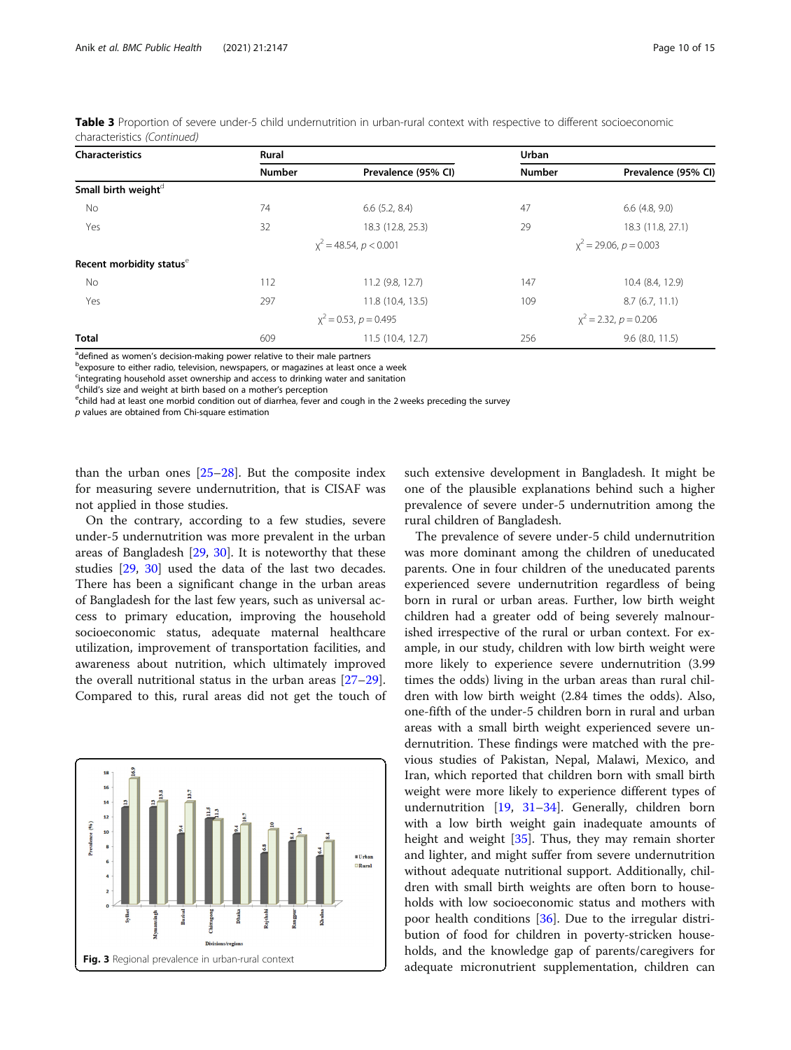**Table 3** Proportion of severe under-5 child undernutrition in urban-rural context with respective to different socioeconomic characteristics *(Continued)*

| Characteristics | Rural | | Urban | |
|---|---|---|---|---|
| | Number | Prevalence (95% CI) | Number | Prevalence (95% CI) |
| **Small birth weight**[d] | | | | |
| No | 74 | 6.6 (5.2, 8.4) | 47 | 6.6 (4.8, 9.0) |
| Yes | 32 | 18.3 (12.8, 25.3) | 29 | 18.3 (11.8, 27.1) |
| | | $\chi^2 = 48.54$, $p < 0.001$ | | $\chi^2 = 29.06$, $p = 0.003$ |
| **Recent morbidity status**[e] | | | | |
| No | 112 | 11.2 (9.8, 12.7) | 147 | 10.4 (8.4, 12.9) |
| Yes | 297 | 11.8 (10.4, 13.5) | 109 | 8.7 (6.7, 11.1) |
| | | $\chi^2 = 0.53$, $p = 0.495$ | | $\chi^2 = 2.32$, $p = 0.206$ |
| **Total** | 609 | 11.5 (10.4, 12.7) | 256 | 9.6 (8.0, 11.5) |

[a]defined as women's decision-making power relative to their male partners
[b]exposure to either radio, television, newspapers, or magazines at least once a week
[c]integrating household asset ownership and access to drinking water and sanitation
[d]child's size and weight at birth based on a mother's perception
[e]child had at least one morbid condition out of diarrhea, fever and cough in the 2 weeks preceding the survey
*p* values are obtained from Chi-square estimation

than the urban ones [25–28]. But the composite index for measuring severe undernutrition, that is CISAF was not applied in those studies.

On the contrary, according to a few studies, severe under-5 undernutrition was more prevalent in the urban areas of Bangladesh [29, 30]. It is noteworthy that these studies [29, 30] used the data of the last two decades. There has been a significant change in the urban areas of Bangladesh for the last few years, such as universal access to primary education, improving the household socioeconomic status, adequate maternal healthcare utilization, improvement of transportation facilities, and awareness about nutrition, which ultimately improved the overall nutritional status in the urban areas [27–29]. Compared to this, rural areas did not get the touch of such extensive development in Bangladesh. It might be one of the plausible explanations behind such a higher prevalence of severe under-5 undernutrition among the rural children of Bangladesh.

The prevalence of severe under-5 child undernutrition was more dominant among the children of uneducated parents. One in four children of the uneducated parents experienced severe undernutrition regardless of being born in rural or urban areas. Further, low birth weight children had a greater odd of being severely malnourished irrespective of the rural or urban context. For example, in our study, children with low birth weight were more likely to experience severe undernutrition (3.99 times the odds) living in the urban areas than rural children with low birth weight (2.84 times the odds). Also, one-fifth of the under-5 children born in rural and urban areas with a small birth weight experienced severe undernutrition. These findings were matched with the previous studies of Pakistan, Nepal, Malawi, Mexico, and Iran, which reported that children born with small birth weight were more likely to experience different types of undernutrition [19, 31–34]. Generally, children born with a low birth weight gain inadequate amounts of height and weight [35]. Thus, they may remain shorter and lighter, and might suffer from severe undernutrition without adequate nutritional support. Additionally, children with small birth weights are often born to households with low socioeconomic status and mothers with poor health conditions [36]. Due to the irregular distribution of food for children in poverty-stricken households, and the knowledge gap of parents/caregivers for adequate micronutrient supplementation, children can

**Fig. 3** Regional prevalence in urban-rural context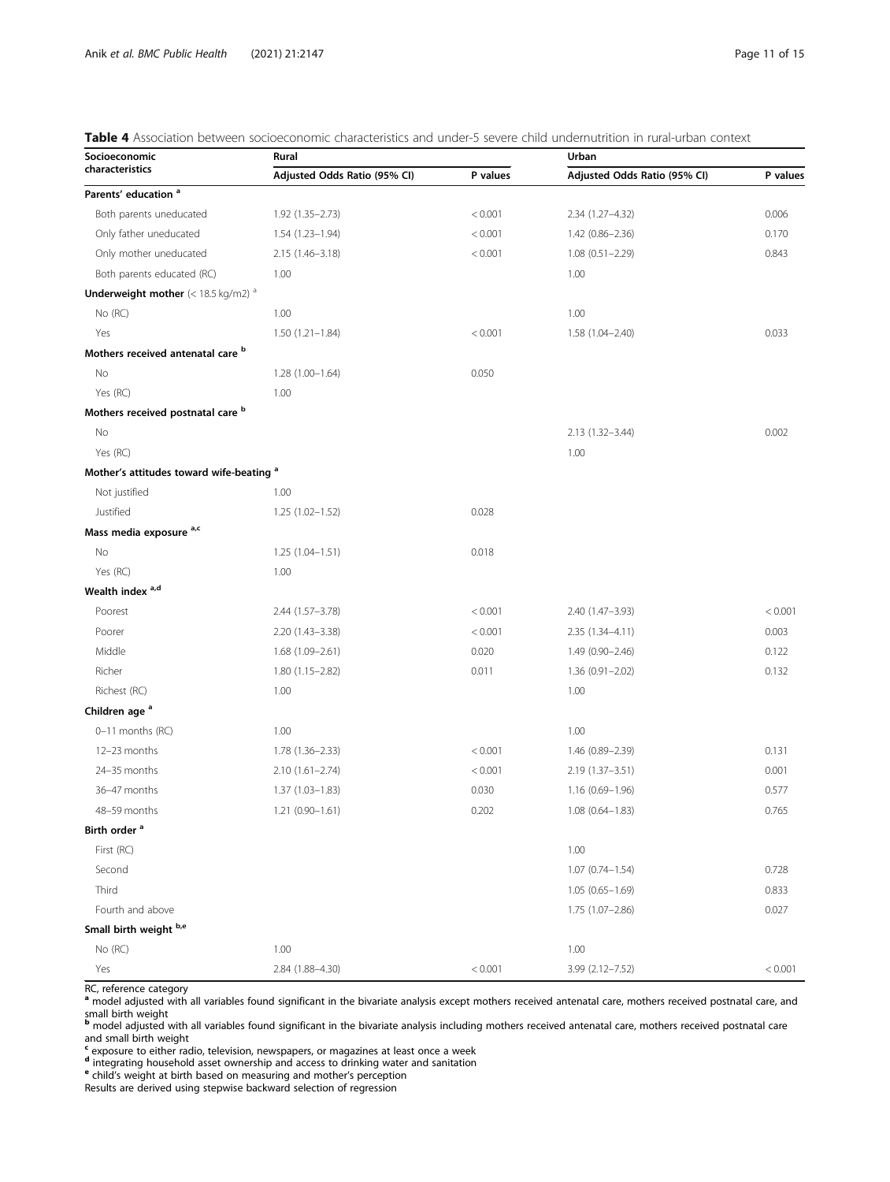**Table 4** Association between socioeconomic characteristics and under-5 severe child undernutrition in rural-urban context

| Socioeconomic characteristics | Rural | | Urban | |
|---|---|---|---|---|
| | Adjusted Odds Ratio (95% CI) | P values | Adjusted Odds Ratio (95% CI) | P values |
| **Parents' education** [a] | | | | |
| Both parents uneducated | 1.92 (1.35–2.73) | < 0.001 | 2.34 (1.27–4.32) | 0.006 |
| Only father uneducated | 1.54 (1.23–1.94) | < 0.001 | 1.42 (0.86–2.36) | 0.170 |
| Only mother uneducated | 2.15 (1.46–3.18) | < 0.001 | 1.08 (0.51–2.29) | 0.843 |
| Both parents educated (RC) | 1.00 | | 1.00 | |
| **Underweight mother** (< 18.5 kg/m2) [a] | | | | |
| No (RC) | 1.00 | | 1.00 | |
| Yes | 1.50 (1.21–1.84) | < 0.001 | 1.58 (1.04–2.40) | 0.033 |
| **Mothers received antenatal care** [b] | | | | |
| No | 1.28 (1.00–1.64) | 0.050 | | |
| Yes (RC) | 1.00 | | | |
| **Mothers received postnatal care** [b] | | | | |
| No | | | 2.13 (1.32–3.44) | 0.002 |
| Yes (RC) | | | 1.00 | |
| **Mother's attitudes toward wife-beating** [a] | | | | |
| Not justified | 1.00 | | | |
| Justified | 1.25 (1.02–1.52) | 0.028 | | |
| **Mass media exposure** [a,c] | | | | |
| No | 1.25 (1.04–1.51) | 0.018 | | |
| Yes (RC) | 1.00 | | | |
| **Wealth index** [a,d] | | | | |
| Poorest | 2.44 (1.57–3.78) | < 0.001 | 2.40 (1.47–3.93) | < 0.001 |
| Poorer | 2.20 (1.43–3.38) | < 0.001 | 2.35 (1.34–4.11) | 0.003 |
| Middle | 1.68 (1.09–2.61) | 0.020 | 1.49 (0.90–2.46) | 0.122 |
| Richer | 1.80 (1.15–2.82) | 0.011 | 1.36 (0.91–2.02) | 0.132 |
| Richest (RC) | 1.00 | | 1.00 | |
| **Children age** [a] | | | | |
| 0–11 months (RC) | 1.00 | | 1.00 | |
| 12–23 months | 1.78 (1.36–2.33) | < 0.001 | 1.46 (0.89–2.39) | 0.131 |
| 24–35 months | 2.10 (1.61–2.74) | < 0.001 | 2.19 (1.37–3.51) | 0.001 |
| 36–47 months | 1.37 (1.03–1.83) | 0.030 | 1.16 (0.69–1.96) | 0.577 |
| 48–59 months | 1.21 (0.90–1.61) | 0.202 | 1.08 (0.64–1.83) | 0.765 |
| **Birth order** [a] | | | | |
| First (RC) | | | 1.00 | |
| Second | | | 1.07 (0.74–1.54) | 0.728 |
| Third | | | 1.05 (0.65–1.69) | 0.833 |
| Fourth and above | | | 1.75 (1.07–2.86) | 0.027 |
| **Small birth weight** [b,e] | | | | |
| No (RC) | 1.00 | | 1.00 | |
| Yes | 2.84 (1.88–4.30) | < 0.001 | 3.99 (2.12–7.52) | < 0.001 |

RC, reference category

[a] model adjusted with all variables found significant in the bivariate analysis except mothers received antenatal care, mothers received postnatal care, and small birth weight

[b] model adjusted with all variables found significant in the bivariate analysis including mothers received antenatal care, mothers received postnatal care and small birth weight

[c] exposure to either radio, television, newspapers, or magazines at least once a week

[d] integrating household asset ownership and access to drinking water and sanitation

[e] child's weight at birth based on measuring and mother's perception

Results are derived using stepwise backward selection of regression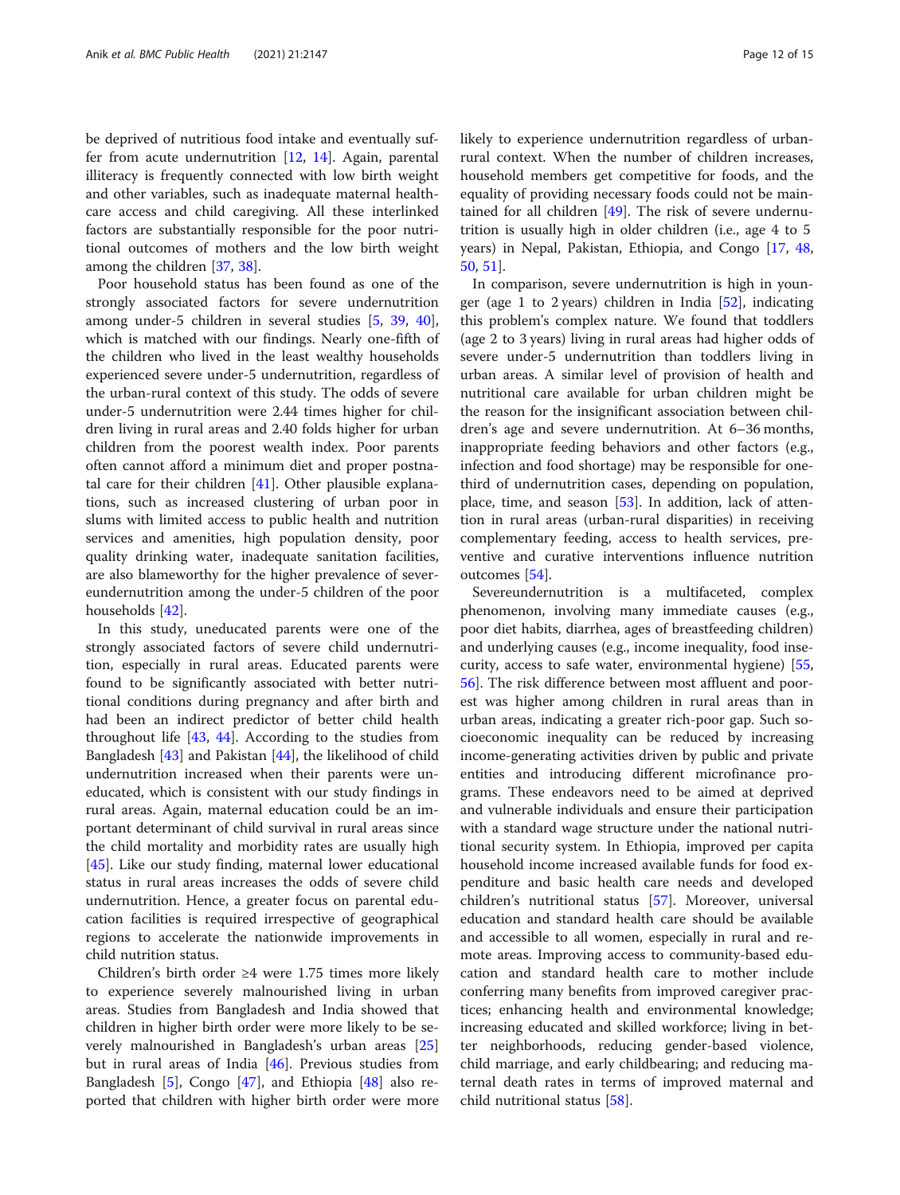be deprived of nutritious food intake and eventually suffer from acute undernutrition [12, 14]. Again, parental illiteracy is frequently connected with low birth weight and other variables, such as inadequate maternal healthcare access and child caregiving. All these interlinked factors are substantially responsible for the poor nutritional outcomes of mothers and the low birth weight among the children [37, 38].

Poor household status has been found as one of the strongly associated factors for severe undernutrition among under-5 children in several studies [5, 39, 40], which is matched with our findings. Nearly one-fifth of the children who lived in the least wealthy households experienced severe under-5 undernutrition, regardless of the urban-rural context of this study. The odds of severe under-5 undernutrition were 2.44 times higher for children living in rural areas and 2.40 folds higher for urban children from the poorest wealth index. Poor parents often cannot afford a minimum diet and proper postnatal care for their children [41]. Other plausible explanations, such as increased clustering of urban poor in slums with limited access to public health and nutrition services and amenities, high population density, poor quality drinking water, inadequate sanitation facilities, are also blameworthy for the higher prevalence of severeundernutrition among the under-5 children of the poor households [42].

In this study, uneducated parents were one of the strongly associated factors of severe child undernutrition, especially in rural areas. Educated parents were found to be significantly associated with better nutritional conditions during pregnancy and after birth and had been an indirect predictor of better child health throughout life [43, 44]. According to the studies from Bangladesh [43] and Pakistan [44], the likelihood of child undernutrition increased when their parents were uneducated, which is consistent with our study findings in rural areas. Again, maternal education could be an important determinant of child survival in rural areas since the child mortality and morbidity rates are usually high [45]. Like our study finding, maternal lower educational status in rural areas increases the odds of severe child undernutrition. Hence, a greater focus on parental education facilities is required irrespective of geographical regions to accelerate the nationwide improvements in child nutrition status.

Children's birth order ≥4 were 1.75 times more likely to experience severely malnourished living in urban areas. Studies from Bangladesh and India showed that children in higher birth order were more likely to be severely malnourished in Bangladesh's urban areas [25] but in rural areas of India [46]. Previous studies from Bangladesh [5], Congo [47], and Ethiopia [48] also reported that children with higher birth order were more likely to experience undernutrition regardless of urban-rural context. When the number of children increases, household members get competitive for foods, and the equality of providing necessary foods could not be maintained for all children [49]. The risk of severe undernutrition is usually high in older children (i.e., age 4 to 5 years) in Nepal, Pakistan, Ethiopia, and Congo [17, 48, 50, 51].

In comparison, severe undernutrition is high in younger (age 1 to 2 years) children in India [52], indicating this problem's complex nature. We found that toddlers (age 2 to 3 years) living in rural areas had higher odds of severe under-5 undernutrition than toddlers living in urban areas. A similar level of provision of health and nutritional care available for urban children might be the reason for the insignificant association between children's age and severe undernutrition. At 6–36 months, inappropriate feeding behaviors and other factors (e.g., infection and food shortage) may be responsible for one-third of undernutrition cases, depending on population, place, time, and season [53]. In addition, lack of attention in rural areas (urban-rural disparities) in receiving complementary feeding, access to health services, preventive and curative interventions influence nutrition outcomes [54].

Severeundernutrition is a multifaceted, complex phenomenon, involving many immediate causes (e.g., poor diet habits, diarrhea, ages of breastfeeding children) and underlying causes (e.g., income inequality, food insecurity, access to safe water, environmental hygiene) [55, 56]. The risk difference between most affluent and poorest was higher among children in rural areas than in urban areas, indicating a greater rich-poor gap. Such socioeconomic inequality can be reduced by increasing income-generating activities driven by public and private entities and introducing different microfinance programs. These endeavors need to be aimed at deprived and vulnerable individuals and ensure their participation with a standard wage structure under the national nutritional security system. In Ethiopia, improved per capita household income increased available funds for food expenditure and basic health care needs and developed children's nutritional status [57]. Moreover, universal education and standard health care should be available and accessible to all women, especially in rural and remote areas. Improving access to community-based education and standard health care to mother include conferring many benefits from improved caregiver practices; enhancing health and environmental knowledge; increasing educated and skilled workforce; living in better neighborhoods, reducing gender-based violence, child marriage, and early childbearing; and reducing maternal death rates in terms of improved maternal and child nutritional status [58].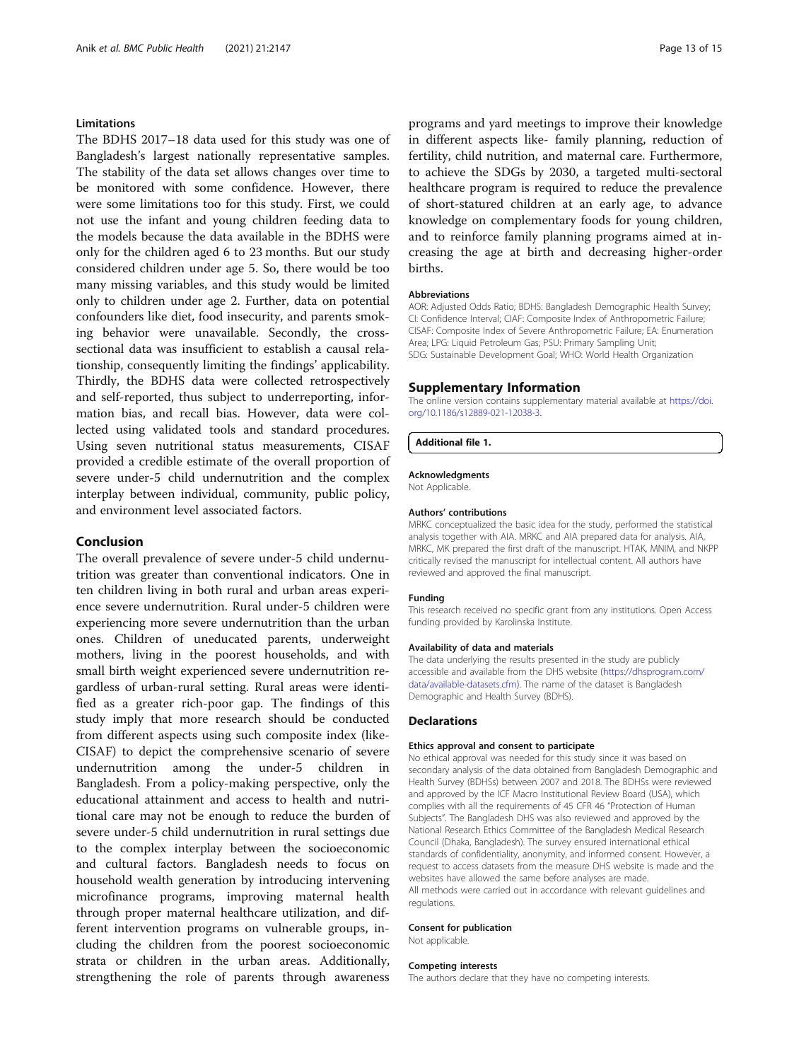### Limitations

The BDHS 2017–18 data used for this study was one of Bangladesh's largest nationally representative samples. The stability of the data set allows changes over time to be monitored with some confidence. However, there were some limitations too for this study. First, we could not use the infant and young children feeding data to the models because the data available in the BDHS were only for the children aged 6 to 23 months. But our study considered children under age 5. So, there would be too many missing variables, and this study would be limited only to children under age 2. Further, data on potential confounders like diet, food insecurity, and parents smoking behavior were unavailable. Secondly, the cross-sectional data was insufficient to establish a causal relationship, consequently limiting the findings' applicability. Thirdly, the BDHS data were collected retrospectively and self-reported, thus subject to underreporting, information bias, and recall bias. However, data were collected using validated tools and standard procedures. Using seven nutritional status measurements, CISAF provided a credible estimate of the overall proportion of severe under-5 child undernutrition and the complex interplay between individual, community, public policy, and environment level associated factors.

## Conclusion

The overall prevalence of severe under-5 child undernutrition was greater than conventional indicators. One in ten children living in both rural and urban areas experience severe undernutrition. Rural under-5 children were experiencing more severe undernutrition than the urban ones. Children of uneducated parents, underweight mothers, living in the poorest households, and with small birth weight experienced severe undernutrition regardless of urban-rural setting. Rural areas were identified as a greater rich-poor gap. The findings of this study imply that more research should be conducted from different aspects using such composite index (like-CISAF) to depict the comprehensive scenario of severe undernutrition among the under-5 children in Bangladesh. From a policy-making perspective, only the educational attainment and access to health and nutritional care may not be enough to reduce the burden of severe under-5 child undernutrition in rural settings due to the complex interplay between the socioeconomic and cultural factors. Bangladesh needs to focus on household wealth generation by introducing intervening microfinance programs, improving maternal health through proper maternal healthcare utilization, and different intervention programs on vulnerable groups, including the children from the poorest socioeconomic strata or children in the urban areas. Additionally, strengthening the role of parents through awareness programs and yard meetings to improve their knowledge in different aspects like- family planning, reduction of fertility, child nutrition, and maternal care. Furthermore, to achieve the SDGs by 2030, a targeted multi-sectoral healthcare program is required to reduce the prevalence of short-statured children at an early age, to advance knowledge on complementary foods for young children, and to reinforce family planning programs aimed at increasing the age at birth and decreasing higher-order births.

#### Abbreviations

AOR: Adjusted Odds Ratio; BDHS: Bangladesh Demographic Health Survey; CI: Confidence Interval; CIAF: Composite Index of Anthropometric Failure; CISAF: Composite Index of Severe Anthropometric Failure; EA: Enumeration Area; LPG: Liquid Petroleum Gas; PSU: Primary Sampling Unit; SDG: Sustainable Development Goal; WHO: World Health Organization

## Supplementary Information

The online version contains supplementary material available at https://doi.org/10.1186/s12889-021-12038-3.

**Additional file 1.**

#### Acknowledgments

Not Applicable.

#### Authors' contributions

MRKC conceptualized the basic idea for the study, performed the statistical analysis together with AIA. MRKC and AIA prepared data for analysis. AIA, MRKC, MK prepared the first draft of the manuscript. HTAK, MNIM, and NKPP critically revised the manuscript for intellectual content. All authors have reviewed and approved the final manuscript.

#### Funding

This research received no specific grant from any institutions. Open Access funding provided by Karolinska Institute.

#### Availability of data and materials

The data underlying the results presented in the study are publicly accessible and available from the DHS website (https://dhsprogram.com/data/available-datasets.cfm). The name of the dataset is Bangladesh Demographic and Health Survey (BDHS).

### Declarations

#### Ethics approval and consent to participate

No ethical approval was needed for this study since it was based on secondary analysis of the data obtained from Bangladesh Demographic and Health Survey (BDHSs) between 2007 and 2018. The BDHSs were reviewed and approved by the ICF Macro Institutional Review Board (USA), which complies with all the requirements of 45 CFR 46 "Protection of Human Subjects". The Bangladesh DHS was also reviewed and approved by the National Research Ethics Committee of the Bangladesh Medical Research Council (Dhaka, Bangladesh). The survey ensured international ethical standards of confidentiality, anonymity, and informed consent. However, a request to access datasets from the measure DHS website is made and the websites have allowed the same before analyses are made.
All methods were carried out in accordance with relevant guidelines and regulations.

#### Consent for publication

Not applicable.

#### Competing interests

The authors declare that they have no competing interests.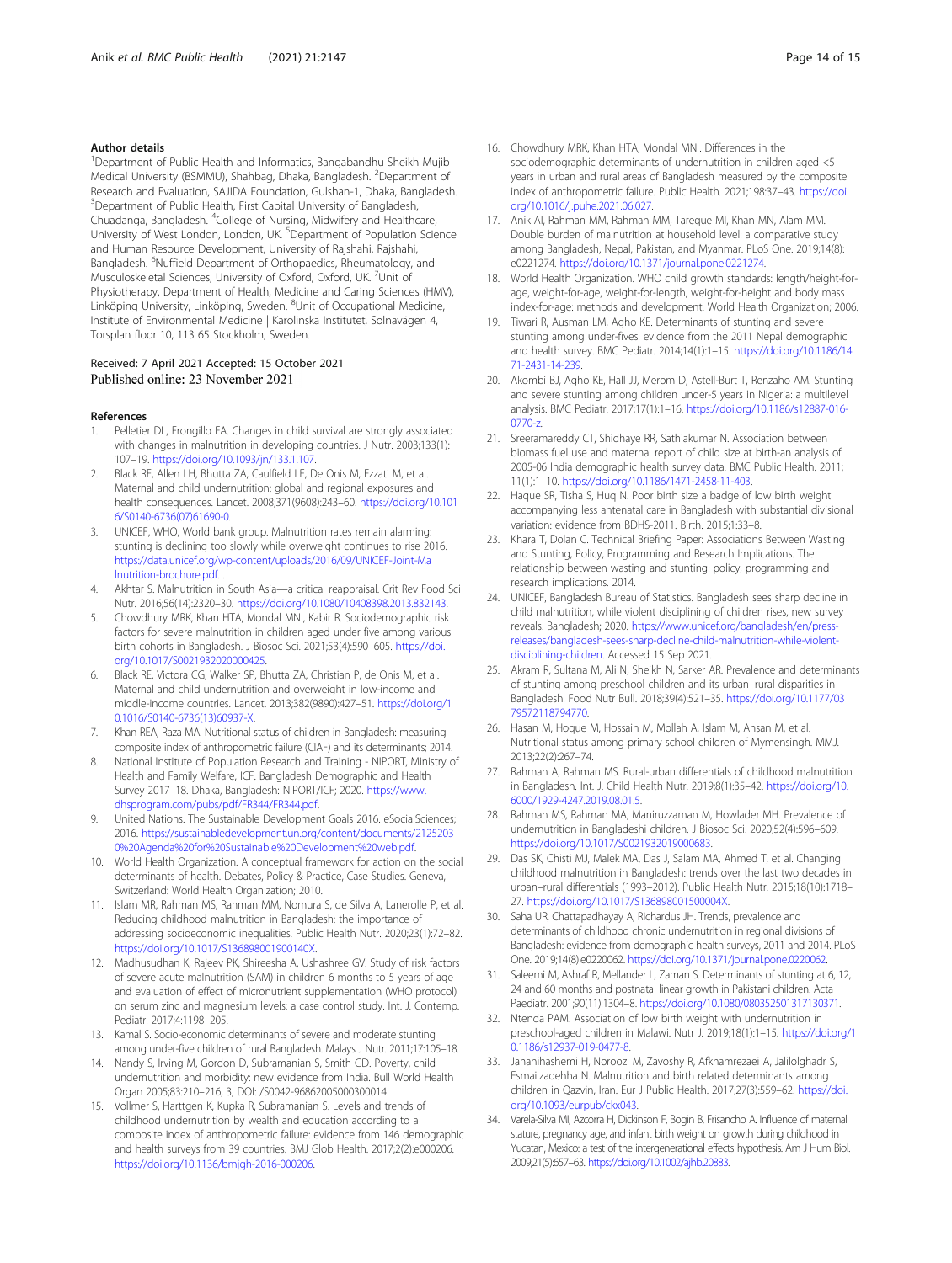## Author details

[1]Department of Public Health and Informatics, Bangabandhu Sheikh Mujib Medical University (BSMMU), Shahbag, Dhaka, Bangladesh. [2]Department of Research and Evaluation, SAJIDA Foundation, Gulshan-1, Dhaka, Bangladesh. [3]Department of Public Health, First Capital University of Bangladesh, Chuadanga, Bangladesh. [4]College of Nursing, Midwifery and Healthcare, University of West London, London, UK. [5]Department of Population Science and Human Resource Development, University of Rajshahi, Rajshahi, Bangladesh. [6]Nuffield Department of Orthopaedics, Rheumatology, and Musculoskeletal Sciences, University of Oxford, Oxford, UK. [7]Unit of Physiotherapy, Department of Health, Medicine and Caring Sciences (HMV), Linköping University, Linköping, Sweden. [8]Unit of Occupational Medicine, Institute of Environmental Medicine | Karolinska Institutet, Solnavägen 4, Torsplan floor 10, 113 65 Stockholm, Sweden.

Received: 7 April 2021 Accepted: 15 October 2021
Published online: 23 November 2021

## References

1. Pelletier DL, Frongillo EA. Changes in child survival are strongly associated with changes in malnutrition in developing countries. J Nutr. 2003;133(1): 107–19. https://doi.org/10.1093/jn/133.1.107.
2. Black RE, Allen LH, Bhutta ZA, Caulfield LE, De Onis M, Ezzati M, et al. Maternal and child undernutrition: global and regional exposures and health consequences. Lancet. 2008;371(9608):243–60. https://doi.org/10.1016/S0140-6736(07)61690-0.
3. UNICEF, WHO, World bank group. Malnutrition rates remain alarming: stunting is declining too slowly while overweight continues to rise 2016. https://data.unicef.org/wp-content/uploads/2016/09/UNICEF-Joint-Malnutrition-brochure.pdf. .
4. Akhtar S. Malnutrition in South Asia—a critical reappraisal. Crit Rev Food Sci Nutr. 2016;56(14):2320–30. https://doi.org/10.1080/10408398.2013.832143.
5. Chowdhury MRK, Khan HTA, Mondal MNI, Kabir R. Sociodemographic risk factors for severe malnutrition in children aged under five among various birth cohorts in Bangladesh. J Biosoc Sci. 2021;53(4):590–605. https://doi.org/10.1017/S0021932020000425.
6. Black RE, Victora CG, Walker SP, Bhutta ZA, Christian P, de Onis M, et al. Maternal and child undernutrition and overweight in low-income and middle-income countries. Lancet. 2013;382(9890):427–51. https://doi.org/10.1016/S0140-6736(13)60937-X.
7. Khan REA, Raza MA. Nutritional status of children in Bangladesh: measuring composite index of anthropometric failure (CIAF) and its determinants; 2014.
8. National Institute of Population Research and Training - NIPORT, Ministry of Health and Family Welfare, ICF. Bangladesh Demographic and Health Survey 2017–18. Dhaka, Bangladesh: NIPORT/ICF; 2020. https://www.dhsprogram.com/pubs/pdf/FR344/FR344.pdf.
9. United Nations. The Sustainable Development Goals 2016. eSocialSciences; 2016. https://sustainabledevelopment.un.org/content/documents/21252030%20Agenda%20for%20Sustainable%20Development%20web.pdf.
10. World Health Organization. A conceptual framework for action on the social determinants of health. Debates, Policy & Practice, Case Studies. Geneva, Switzerland: World Health Organization; 2010.
11. Islam MR, Rahman MS, Rahman MM, Nomura S, de Silva A, Lanerolle P, et al. Reducing childhood malnutrition in Bangladesh: the importance of addressing socioeconomic inequalities. Public Health Nutr. 2020;23(1):72–82. https://doi.org/10.1017/S136898001900140X.
12. Madhusudhan K, Rajeev PK, Shireesha A, Ushashree GV. Study of risk factors of severe acute malnutrition (SAM) in children 6 months to 5 years of age and evaluation of effect of micronutrient supplementation (WHO protocol) on serum zinc and magnesium levels: a case control study. Int. J. Contemp. Pediatr. 2017;4:1198–205.
13. Kamal S. Socio-economic determinants of severe and moderate stunting among under-five children of rural Bangladesh. Malays J Nutr. 2011;17:105–18.
14. Nandy S, Irving M, Gordon D, Subramanian S, Smith GD. Poverty, child undernutrition and morbidity: new evidence from India. Bull World Health Organ 2005;83:210–216, 3, DOI: /S0042-96862005000300014.
15. Vollmer S, Harttgen K, Kupka R, Subramanian S. Levels and trends of childhood undernutrition by wealth and education according to a composite index of anthropometric failure: evidence from 146 demographic and health surveys from 39 countries. BMJ Glob Health. 2017;2(2):e000206. https://doi.org/10.1136/bmjgh-2016-000206.
16. Chowdhury MRK, Khan HTA, Mondal MNI. Differences in the sociodemographic determinants of undernutrition in children aged <5 years in urban and rural areas of Bangladesh measured by the composite index of anthropometric failure. Public Health. 2021;198:37–43. https://doi.org/10.1016/j.puhe.2021.06.027.
17. Anik AI, Rahman MM, Rahman MM, Tareque MI, Khan MN, Alam MM. Double burden of malnutrition at household level: a comparative study among Bangladesh, Nepal, Pakistan, and Myanmar. PLoS One. 2019;14(8): e0221274. https://doi.org/10.1371/journal.pone.0221274.
18. World Health Organization. WHO child growth standards: length/height-for-age, weight-for-age, weight-for-length, weight-for-height and body mass index-for-age: methods and development. World Health Organization; 2006.
19. Tiwari R, Ausman LM, Agho KE. Determinants of stunting and severe stunting among under-fives: evidence from the 2011 Nepal demographic and health survey. BMC Pediatr. 2014;14(1):1–15. https://doi.org/10.1186/1471-2431-14-239.
20. Akombi BJ, Agho KE, Hall JJ, Merom D, Astell-Burt T, Renzaho AM. Stunting and severe stunting among children under-5 years in Nigeria: a multilevel analysis. BMC Pediatr. 2017;17(1):1–16. https://doi.org/10.1186/s12887-016-0770-z.
21. Sreeramareddy CT, Shidhaye RR, Sathiakumar N. Association between biomass fuel use and maternal report of child size at birth-an analysis of 2005-06 India demographic health survey data. BMC Public Health. 2011; 11(1):1–10. https://doi.org/10.1186/1471-2458-11-403.
22. Haque SR, Tisha S, Huq N. Poor birth size a badge of low birth weight accompanying less antenatal care in Bangladesh with substantial divisional variation: evidence from BDHS-2011. Birth. 2015;1:33–8.
23. Khara T, Dolan C. Technical Briefing Paper: Associations Between Wasting and Stunting, Policy, Programming and Research Implications. The relationship between wasting and stunting: policy, programming and research implications. 2014.
24. UNICEF, Bangladesh Bureau of Statistics. Bangladesh sees sharp decline in child malnutrition, while violent disciplining of children rises, new survey reveals. Bangladesh; 2020. https://www.unicef.org/bangladesh/en/press-releases/bangladesh-sees-sharp-decline-child-malnutrition-while-violent-disciplining-children. Accessed 15 Sep 2021.
25. Akram R, Sultana M, Ali N, Sheikh N, Sarker AR. Prevalence and determinants of stunting among preschool children and its urban–rural disparities in Bangladesh. Food Nutr Bull. 2018;39(4):521–35. https://doi.org/10.1177/0379572118794770.
26. Hasan M, Hoque M, Hossain M, Mollah A, Islam M, Ahsan M, et al. Nutritional status among primary school children of Mymensingh. MMJ. 2013;22(2):267–74.
27. Rahman A, Rahman MS. Rural-urban differentials of childhood malnutrition in Bangladesh. Int. J. Child Health Nutr. 2019;8(1):35–42. https://doi.org/10.6000/1929-4247.2019.08.01.5.
28. Rahman MS, Rahman MA, Maniruzzaman M, Howlader MH. Prevalence of undernutrition in Bangladeshi children. J Biosoc Sci. 2020;52(4):596–609. https://doi.org/10.1017/S0021932019000683.
29. Das SK, Chisti MJ, Malek MA, Das J, Salam MA, Ahmed T, et al. Changing childhood malnutrition in Bangladesh: trends over the last two decades in urban–rural differentials (1993–2012). Public Health Nutr. 2015;18(10):1718–27. https://doi.org/10.1017/S136898001500004X.
30. Saha UR, Chattapadhayay A, Richardus JH. Trends, prevalence and determinants of childhood chronic undernutrition in regional divisions of Bangladesh: evidence from demographic health surveys, 2011 and 2014. PLoS One. 2019;14(8):e0220062. https://doi.org/10.1371/journal.pone.0220062.
31. Saleemi M, Ashraf R, Mellander L, Zaman S. Determinants of stunting at 6, 12, 24 and 60 months and postnatal linear growth in Pakistani children. Acta Paediatr. 2001;90(11):1304–8. https://doi.org/10.1080/080352501317130371.
32. Ntenda PAM. Association of low birth weight with undernutrition in preschool-aged children in Malawi. Nutr J. 2019;18(1):1–15. https://doi.org/10.1186/s12937-019-0477-8.
33. Jahanihashemi H, Noroozi M, Zavoshy R, Afkhamrezaei A, Jalilolghadr S, Esmailzadehha N. Malnutrition and birth related determinants among children in Qazvin, Iran. Eur J Public Health. 2017;27(3):559–62. https://doi.org/10.1093/eurpub/ckx043.
34. Varela-Silva MI, Azcorra H, Dickinson F, Bogin B, Frisancho A. Influence of maternal stature, pregnancy age, and infant birth weight on growth during childhood in Yucatan, Mexico: a test of the intergenerational effects hypothesis. Am J Hum Biol. 2009;21(5):657–63. https://doi.org/10.1002/ajhb.20883.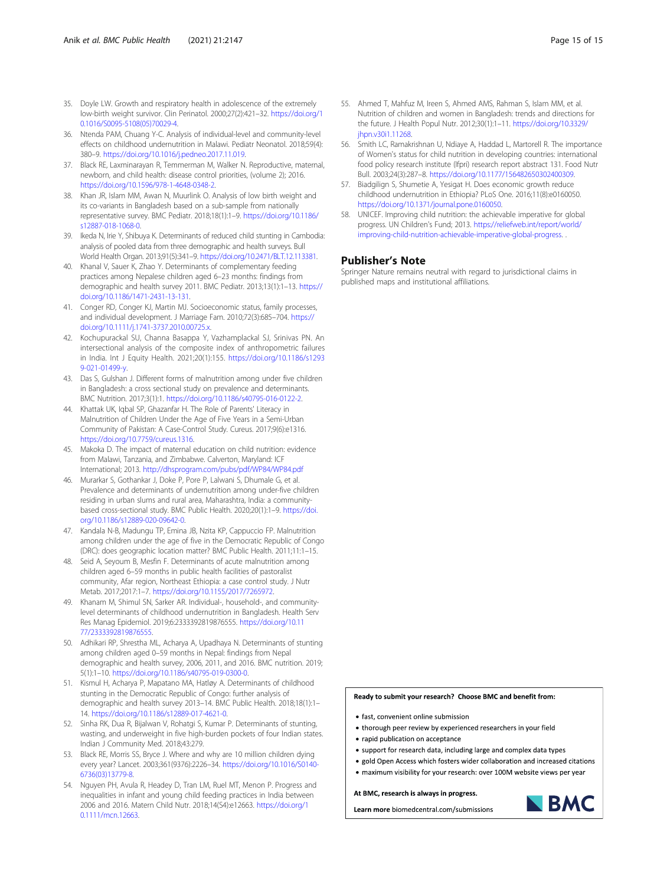35. Doyle LW. Growth and respiratory health in adolescence of the extremely low-birth weight survivor. Clin Perinatol. 2000;27(2):421–32. https://doi.org/10.1016/S0095-5108(05)70029-4.
36. Ntenda PAM, Chuang Y-C. Analysis of individual-level and community-level effects on childhood undernutrition in Malawi. Pediatr Neonatol. 2018;59(4):380–9. https://doi.org/10.1016/j.pedneo.2017.11.019.
37. Black RE, Laxminarayan R, Temmerman M, Walker N. Reproductive, maternal, newborn, and child health: disease control priorities, (volume 2); 2016. https://doi.org/10.1596/978-1-4648-0348-2.
38. Khan JR, Islam MM, Awan N, Muurlink O. Analysis of low birth weight and its co-variants in Bangladesh based on a sub-sample from nationally representative survey. BMC Pediatr. 2018;18(1):1–9. https://doi.org/10.1186/s12887-018-1068-0.
39. Ikeda N, Irie Y, Shibuya K. Determinants of reduced child stunting in Cambodia: analysis of pooled data from three demographic and health surveys. Bull World Health Organ. 2013;91(5):341–9. https://doi.org/10.2471/BLT.12.113381.
40. Khanal V, Sauer K, Zhao Y. Determinants of complementary feeding practices among Nepalese children aged 6–23 months: findings from demographic and health survey 2011. BMC Pediatr. 2013;13(1):1–13. https://doi.org/10.1186/1471-2431-13-131.
41. Conger RD, Conger KJ, Martin MJ. Socioeconomic status, family processes, and individual development. J Marriage Fam. 2010;72(3):685–704. https://doi.org/10.1111/j.1741-3737.2010.00725.x.
42. Kochupurackal SU, Channa Basappa Y, Vazhamplackal SJ, Srinivas PN. An intersectional analysis of the composite index of anthropometric failures in India. Int J Equity Health. 2021;20(1):155. https://doi.org/10.1186/s12939-021-01499-y.
43. Das S, Gulshan J. Different forms of malnutrition among under five children in Bangladesh: a cross sectional study on prevalence and determinants. BMC Nutrition. 2017;3(1):1. https://doi.org/10.1186/s40795-016-0122-2.
44. Khattak UK, Iqbal SP, Ghazanfar H. The Role of Parents' Literacy in Malnutrition of Children Under the Age of Five Years in a Semi-Urban Community of Pakistan: A Case-Control Study. Cureus. 2017;9(6):e1316. https://doi.org/10.7759/cureus.1316.
45. Makoka D. The impact of maternal education on child nutrition: evidence from Malawi, Tanzania, and Zimbabwe. Calverton, Maryland: ICF International; 2013. http://dhsprogram.com/pubs/pdf/WP84/WP84.pdf
46. Murarkar S, Gothankar J, Doke P, Pore P, Lalwani S, Dhumale G, et al. Prevalence and determinants of undernutrition among under-five children residing in urban slums and rural area, Maharashtra, India: a community-based cross-sectional study. BMC Public Health. 2020;20(1):1–9. https://doi.org/10.1186/s12889-020-09642-0.
47. Kandala N-B, Madungu TP, Emina JB, Nzita KP, Cappuccio FP. Malnutrition among children under the age of five in the Democratic Republic of Congo (DRC): does geographic location matter? BMC Public Health. 2011;11:1–15.
48. Seid A, Seyoum B, Mesfin F. Determinants of acute malnutrition among children aged 6–59 months in public health facilities of pastoralist community, Afar region, Northeast Ethiopia: a case control study. J Nutr Metab. 2017;2017:1–7. https://doi.org/10.1155/2017/7265972.
49. Khanam M, Shimul SN, Sarker AR. Individual-, household-, and community-level determinants of childhood undernutrition in Bangladesh. Health Serv Res Manag Epidemiol. 2019;6:2333392819876555. https://doi.org/10.1177/2333392819876555.
50. Adhikari RP, Shrestha ML, Acharya A, Upadhaya N. Determinants of stunting among children aged 0–59 months in Nepal: findings from Nepal demographic and health survey, 2006, 2011, and 2016. BMC nutrition. 2019;5(1):1–10. https://doi.org/10.1186/s40795-019-0300-0.
51. Kismul H, Acharya P, Mapatano MA, Hatløy A. Determinants of childhood stunting in the Democratic Republic of Congo: further analysis of demographic and health survey 2013–14. BMC Public Health. 2018;18(1):1–14. https://doi.org/10.1186/s12889-017-4621-0.
52. Sinha RK, Dua R, Bijalwan V, Rohatgi S, Kumar P. Determinants of stunting, wasting, and underweight in five high-burden pockets of four Indian states. Indian J Community Med. 2018;43:279.
53. Black RE, Morris SS, Bryce J. Where and why are 10 million children dying every year? Lancet. 2003;361(9376):2226–34. https://doi.org/10.1016/S0140-6736(03)13779-8.
54. Nguyen PH, Avula R, Headey D, Tran LM, Ruel MT, Menon P. Progress and inequalities in infant and young child feeding practices in India between 2006 and 2016. Matern Child Nutr. 2018;14(S4):e12663. https://doi.org/10.1111/mcn.12663.
55. Ahmed T, Mahfuz M, Ireen S, Ahmed AMS, Rahman S, Islam MM, et al. Nutrition of children and women in Bangladesh: trends and directions for the future. J Health Popul Nutr. 2012;30(1):1–11. https://doi.org/10.3329/jhpn.v30i1.11268.
56. Smith LC, Ramakrishnan U, Ndiaye A, Haddad L, Martorell R. The importance of Women's status for child nutrition in developing countries: international food policy research institute (Ifpri) research report abstract 131. Food Nutr Bull. 2003;24(3):287–8. https://doi.org/10.1177/156482650302400309.
57. Biadgilign S, Shumetie A, Yesigat H. Does economic growth reduce childhood undernutrition in Ethiopia? PLoS One. 2016;11(8):e0160050. https://doi.org/10.1371/journal.pone.0160050.
58. UNICEF. Improving child nutrition: the achievable imperative for global progress. UN Children's Fund; 2013. https://reliefweb.int/report/world/improving-child-nutrition-achievable-imperative-global-progress. .

## Publisher's Note

Springer Nature remains neutral with regard to jurisdictional claims in published maps and institutional affiliations.